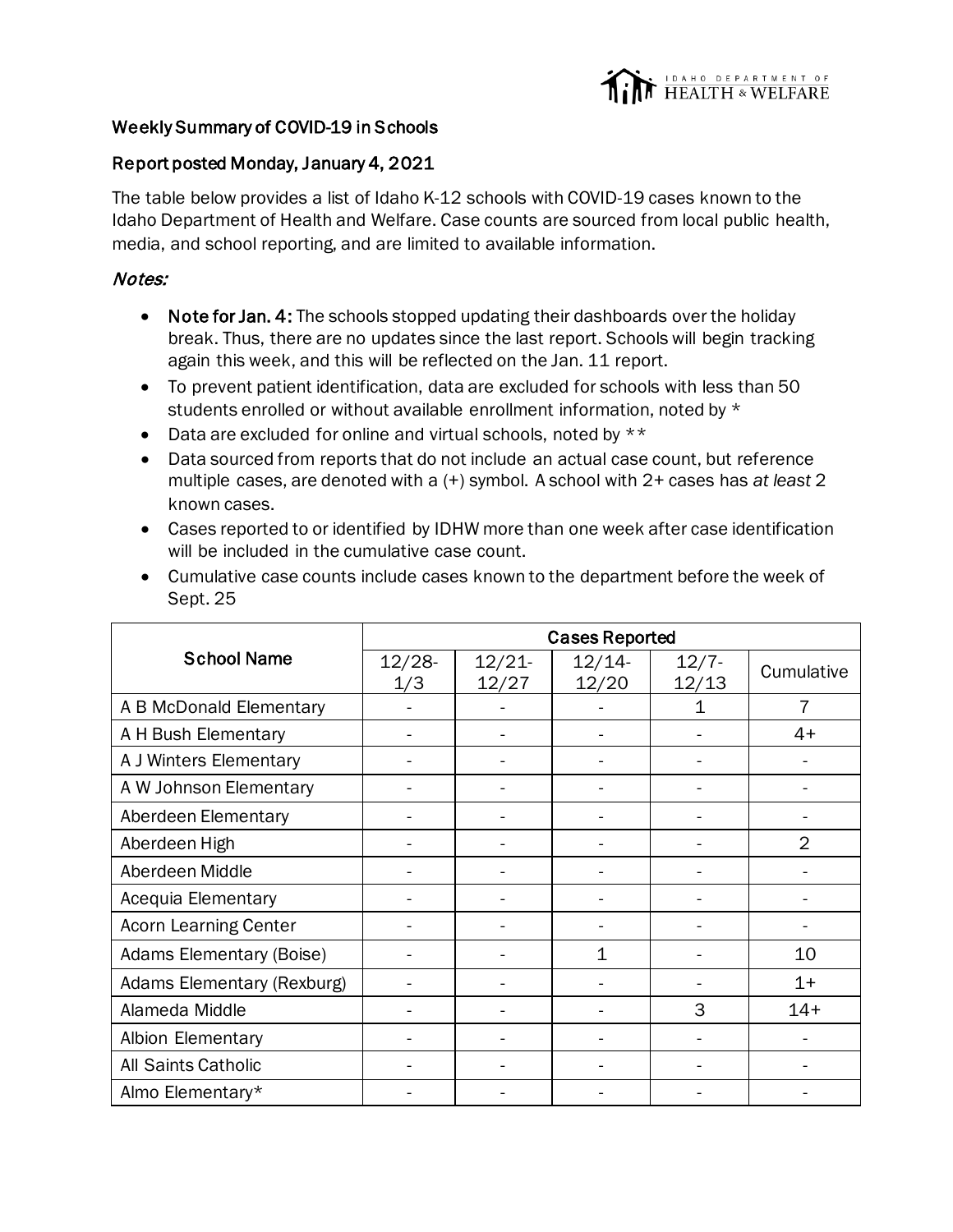## Weekly Summary of COVID-19 in Schools

### Report posted Monday, January 4, 2021

The table below provides a list of Idaho K-12 schools with COVID-19 cases known to the Idaho Department of Health and Welfare. Case counts are sourced from local public health, media, and school reporting, and are limited to available information.

### *Notes:*

- **Note for Jan. 4:** The schools stopped updating their dashboards over the holiday break. Thus, there are no updates since the last report. Schools will begin tracking again this week, and this will be reflected on the Jan. 11 report.
- To prevent patient identification, data are excluded for schools with less than 50 students enrolled or without available enrollment information, noted by *
- Data are excluded for online and virtual schools, noted by **
- Data sourced from reports that do not include an actual case count, but reference multiple cases, are denoted with a (+) symbol. A school with 2+ cases has *at least* 2 known cases.
- Cases reported to or identified by IDHW more than one week after case identification will be included in the cumulative case count.
- Cumulative case counts include cases known to the department before the week of Sept. 25

| School Name | Cases Reported | | | | |
|---|---|---|---|---|---|
| | 12/28-1/3 | 12/21-12/27 | 12/14-12/20 | 12/7-12/13 | Cumulative |
| A B McDonald Elementary | - | - | - | 1 | 7 |
| A H Bush Elementary | - | - | - | - | 4+ |
| A J Winters Elementary | - | - | - | - | - |
| A W Johnson Elementary | - | - | - | - | - |
| Aberdeen Elementary | - | - | - | - | - |
| Aberdeen High | - | - | - | - | 2 |
| Aberdeen Middle | - | - | - | - | - |
| Acequia Elementary | - | - | - | - | - |
| Acorn Learning Center | - | - | - | - | - |
| Adams Elementary (Boise) | - | - | 1 | - | 10 |
| Adams Elementary (Rexburg) | - | - | - | - | 1+ |
| Alameda Middle | - | - | - | 3 | 14+ |
| Albion Elementary | - | - | - | - | - |
| All Saints Catholic | - | - | - | - | - |
| Almo Elementary* | - | - | - | - | - |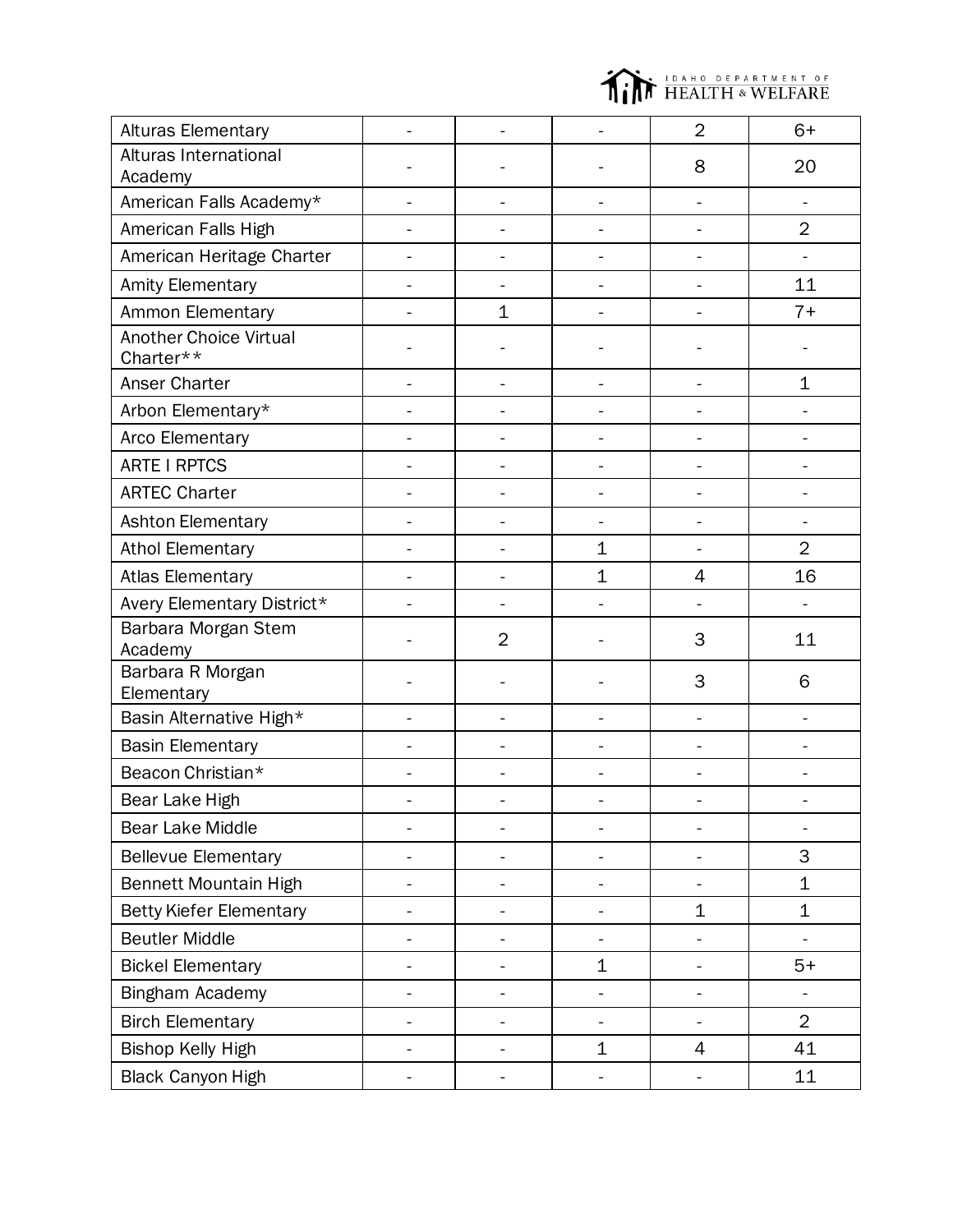| | | | | | |
|---|---|---|---|---|---|
| Alturas Elementary | - | - | - | 2 | 6+ |
| Alturas International Academy | - | - | - | 8 | 20 |
| American Falls Academy* | - | - | - | - | - |
| American Falls High | - | - | - | - | 2 |
| American Heritage Charter | - | - | - | - | - |
| Amity Elementary | - | - | - | - | 11 |
| Ammon Elementary | - | 1 | - | - | 7+ |
| Another Choice Virtual Charter** | - | - | - | - | - |
| Anser Charter | - | - | - | - | 1 |
| Arbon Elementary* | - | - | - | - | - |
| Arco Elementary | - | - | - | - | - |
| ARTE I RPTCS | - | - | - | - | - |
| ARTEC Charter | - | - | - | - | - |
| Ashton Elementary | - | - | - | - | - |
| Athol Elementary | - | - | 1 | - | 2 |
| Atlas Elementary | - | - | 1 | 4 | 16 |
| Avery Elementary District* | - | - | - | - | - |
| Barbara Morgan Stem Academy | - | 2 | - | 3 | 11 |
| Barbara R Morgan Elementary | - | - | - | 3 | 6 |
| Basin Alternative High* | - | - | - | - | - |
| Basin Elementary | - | - | - | - | - |
| Beacon Christian* | - | - | - | - | - |
| Bear Lake High | - | - | - | - | - |
| Bear Lake Middle | - | - | - | - | - |
| Bellevue Elementary | - | - | - | - | 3 |
| Bennett Mountain High | - | - | - | - | 1 |
| Betty Kiefer Elementary | - | - | - | 1 | 1 |
| Beutler Middle | - | - | - | - | - |
| Bickel Elementary | - | - | 1 | - | 5+ |
| Bingham Academy | - | - | - | - | - |
| Birch Elementary | - | - | - | - | 2 |
| Bishop Kelly High | - | - | 1 | 4 | 41 |
| Black Canyon High | - | - | - | - | 11 |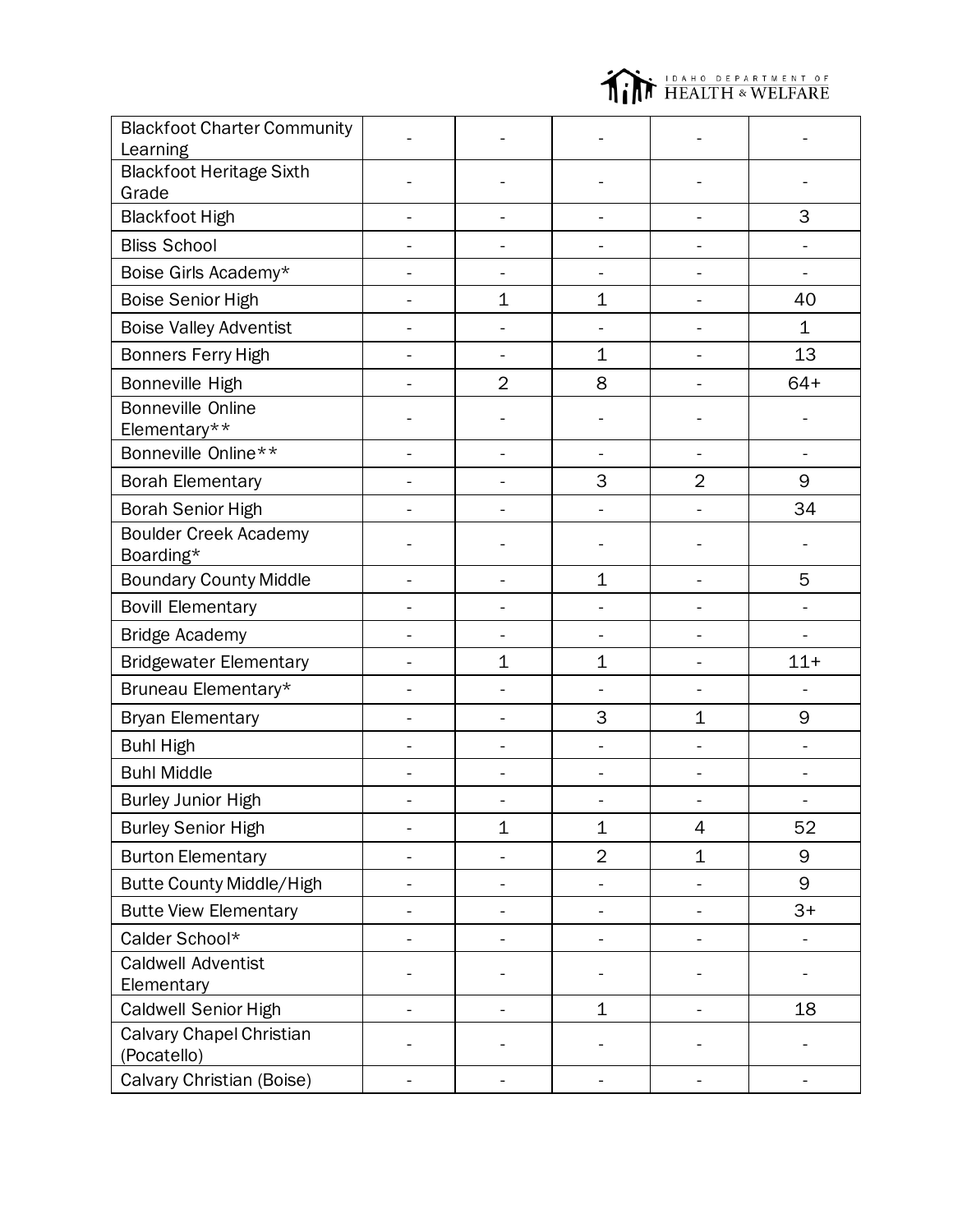| | | | | | |
|---|---|---|---|---|---|
| Blackfoot Charter Community Learning | - | - | - | - | - |
| Blackfoot Heritage Sixth Grade | - | - | - | - | - |
| Blackfoot High | - | - | - | - | 3 |
| Bliss School | - | - | - | - | - |
| Boise Girls Academy* | - | - | - | - | - |
| Boise Senior High | - | 1 | 1 | - | 40 |
| Boise Valley Adventist | - | - | - | - | 1 |
| Bonners Ferry High | - | - | 1 | - | 13 |
| Bonneville High | - | 2 | 8 | - | 64+ |
| Bonneville Online Elementary** | - | - | - | - | - |
| Bonneville Online** | - | - | - | - | - |
| Borah Elementary | - | - | 3 | 2 | 9 |
| Borah Senior High | - | - | - | - | 34 |
| Boulder Creek Academy Boarding* | - | - | - | - | - |
| Boundary County Middle | - | - | 1 | - | 5 |
| Bovill Elementary | - | - | - | - | - |
| Bridge Academy | - | - | - | - | - |
| Bridgewater Elementary | - | 1 | 1 | - | 11+ |
| Bruneau Elementary* | - | - | - | - | - |
| Bryan Elementary | - | - | 3 | 1 | 9 |
| Buhl High | - | - | - | - | - |
| Buhl Middle | - | - | - | - | - |
| Burley Junior High | - | - | - | - | - |
| Burley Senior High | - | 1 | 1 | 4 | 52 |
| Burton Elementary | - | - | 2 | 1 | 9 |
| Butte County Middle/High | - | - | - | - | 9 |
| Butte View Elementary | - | - | - | - | 3+ |
| Calder School* | - | - | - | - | - |
| Caldwell Adventist Elementary | - | - | - | - | - |
| Caldwell Senior High | - | - | 1 | - | 18 |
| Calvary Chapel Christian (Pocatello) | - | - | - | - | - |
| Calvary Christian (Boise) | - | - | - | - | - |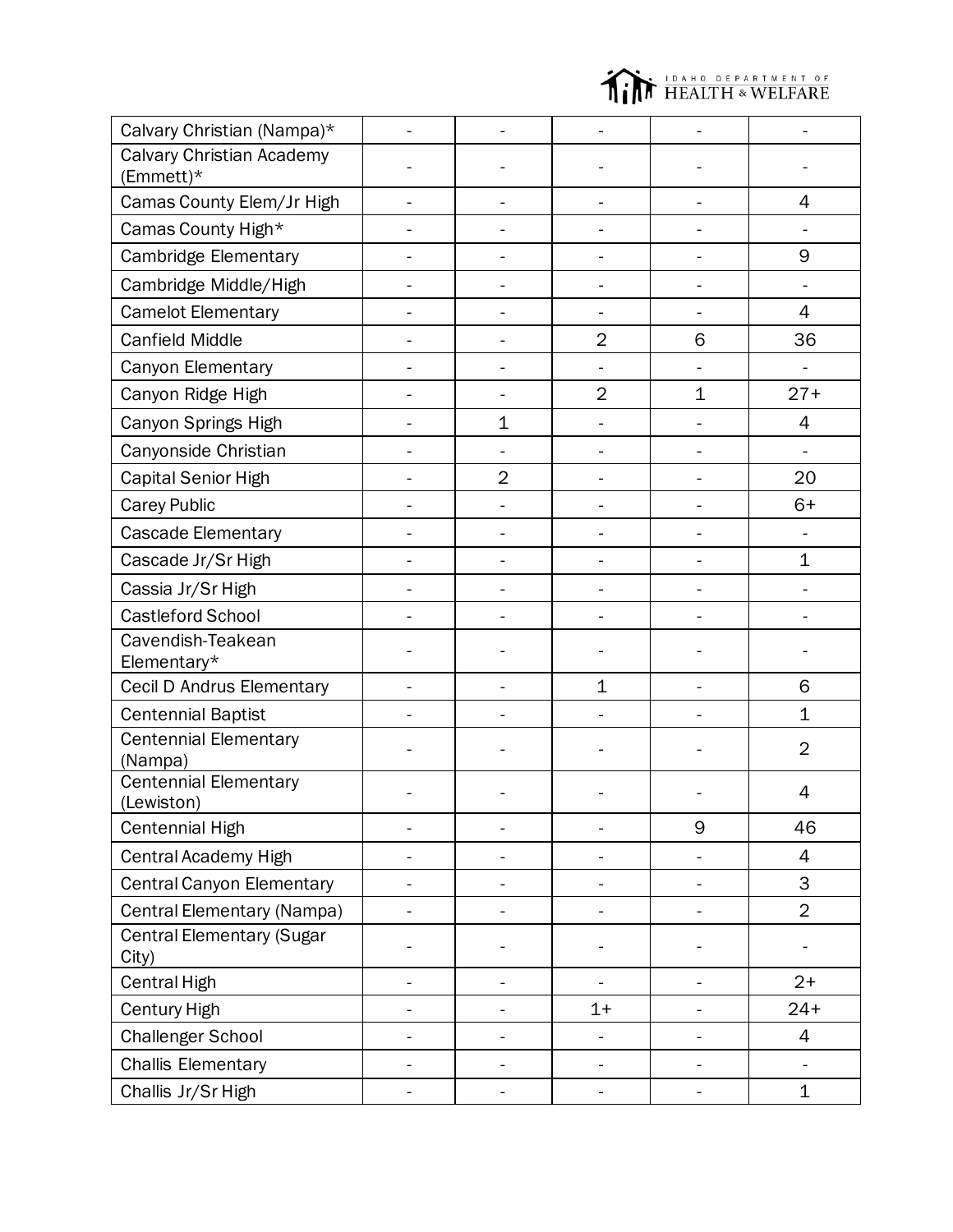| | | | | | |
|---|---|---|---|---|---|
| Calvary Christian (Nampa)* | - | - | - | - | - |
| Calvary Christian Academy (Emmett)* | - | - | - | - | - |
| Camas County Elem/Jr High | - | - | - | - | 4 |
| Camas County High* | - | - | - | - | - |
| Cambridge Elementary | - | - | - | - | 9 |
| Cambridge Middle/High | - | - | - | - | - |
| Camelot Elementary | - | - | - | - | 4 |
| Canfield Middle | - | - | 2 | 6 | 36 |
| Canyon Elementary | - | - | - | - | - |
| Canyon Ridge High | - | - | 2 | 1 | 27+ |
| Canyon Springs High | - | 1 | - | - | 4 |
| Canyonside Christian | - | - | - | - | - |
| Capital Senior High | - | 2 | - | - | 20 |
| Carey Public | - | - | - | - | 6+ |
| Cascade Elementary | - | - | - | - | - |
| Cascade Jr/Sr High | - | - | - | - | 1 |
| Cassia Jr/Sr High | - | - | - | - | - |
| Castleford School | - | - | - | - | - |
| Cavendish-Teakean Elementary* | - | - | - | - | - |
| Cecil D Andrus Elementary | - | - | 1 | - | 6 |
| Centennial Baptist | - | - | - | - | 1 |
| Centennial Elementary (Nampa) | - | - | - | - | 2 |
| Centennial Elementary (Lewiston) | - | - | - | - | 4 |
| Centennial High | - | - | - | 9 | 46 |
| Central Academy High | - | - | - | - | 4 |
| Central Canyon Elementary | - | - | - | - | 3 |
| Central Elementary (Nampa) | - | - | - | - | 2 |
| Central Elementary (Sugar City) | - | - | - | - | - |
| Central High | - | - | - | - | 2+ |
| Century High | - | - | 1+ | - | 24+ |
| Challenger School | - | - | - | - | 4 |
| Challis Elementary | - | - | - | - | - |
| Challis Jr/Sr High | - | - | - | - | 1 |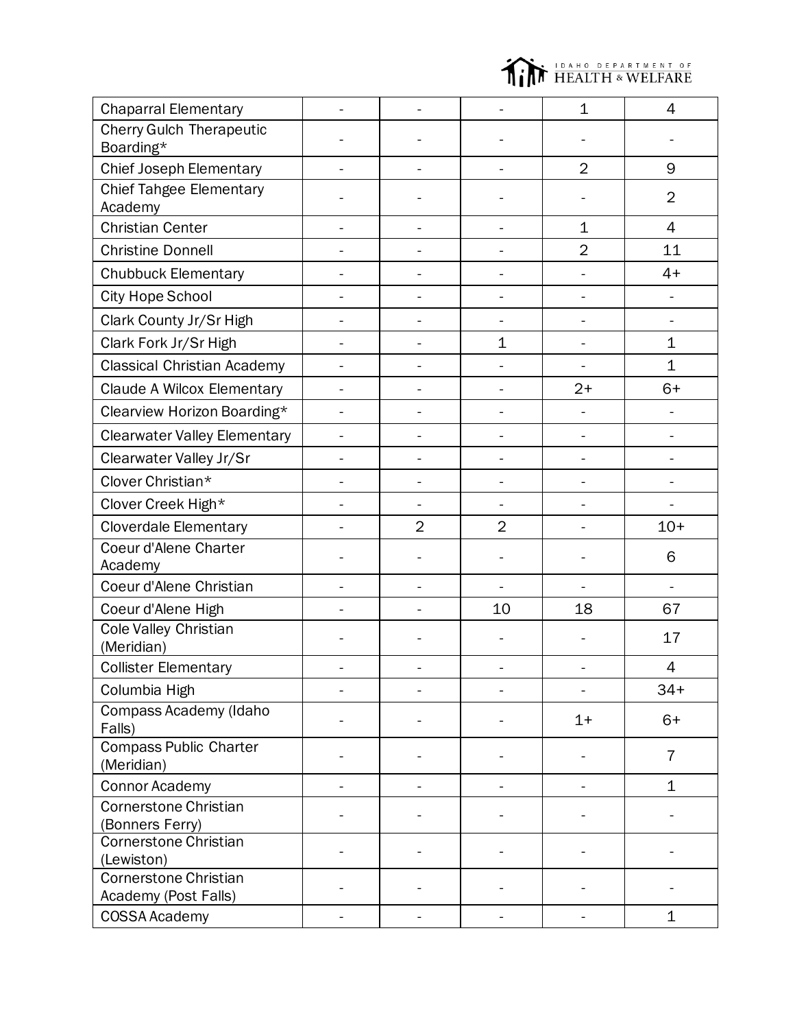| | | | | | |
|---|---|---|---|---|---|
| Chaparral Elementary | - | - | - | 1 | 4 |
| Cherry Gulch Therapeutic Boarding* | - | - | - | - | - |
| Chief Joseph Elementary | - | - | - | 2 | 9 |
| Chief Tahgee Elementary Academy | - | - | - | - | 2 |
| Christian Center | - | - | - | 1 | 4 |
| Christine Donnell | - | - | - | 2 | 11 |
| Chubbuck Elementary | - | - | - | - | 4+ |
| City Hope School | - | - | - | - | - |
| Clark County Jr/Sr High | - | - | - | - | - |
| Clark Fork Jr/Sr High | - | - | 1 | - | 1 |
| Classical Christian Academy | - | - | - | - | 1 |
| Claude A Wilcox Elementary | - | - | - | 2+ | 6+ |
| Clearview Horizon Boarding* | - | - | - | - | - |
| Clearwater Valley Elementary | - | - | - | - | - |
| Clearwater Valley Jr/Sr | - | - | - | - | - |
| Clover Christian* | - | - | - | - | - |
| Clover Creek High* | - | - | - | - | - |
| Cloverdale Elementary | - | 2 | 2 | - | 10+ |
| Coeur d'Alene Charter Academy | - | - | - | - | 6 |
| Coeur d'Alene Christian | - | - | - | - | - |
| Coeur d'Alene High | - | - | 10 | 18 | 67 |
| Cole Valley Christian (Meridian) | - | - | - | - | 17 |
| Collister Elementary | - | - | - | - | 4 |
| Columbia High | - | - | - | - | 34+ |
| Compass Academy (Idaho Falls) | - | - | - | 1+ | 6+ |
| Compass Public Charter (Meridian) | - | - | - | - | 7 |
| Connor Academy | - | - | - | - | 1 |
| Cornerstone Christian (Bonners Ferry) | - | - | - | - | - |
| Cornerstone Christian (Lewiston) | - | - | - | - | - |
| Cornerstone Christian Academy (Post Falls) | - | - | - | - | - |
| COSSA Academy | - | - | - | - | 1 |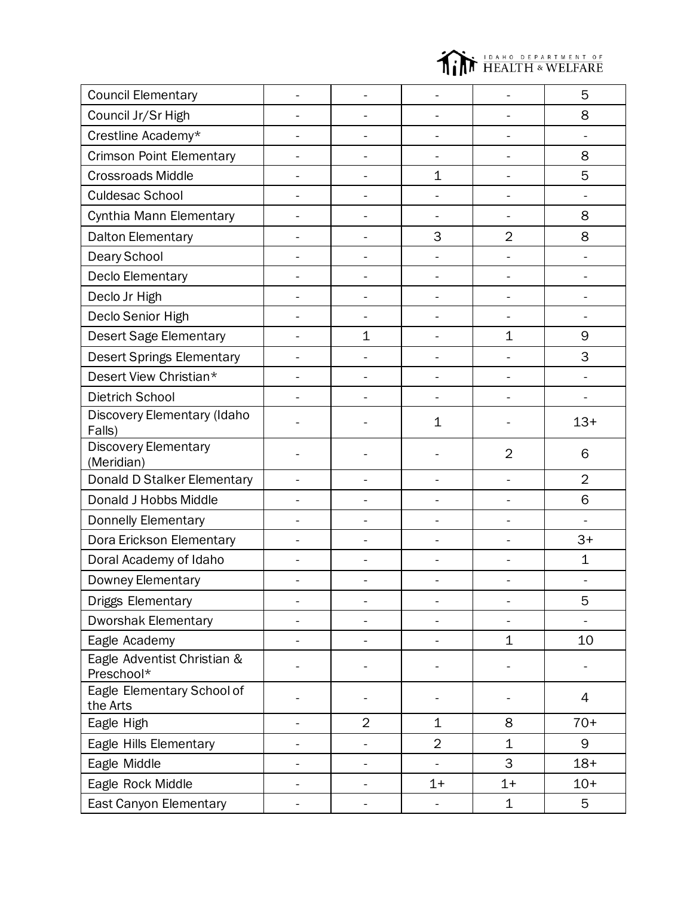| | | | | | |
|---|---|---|---|---|---|
| Council Elementary | - | - | - | - | 5 |
| Council Jr/Sr High | - | - | - | - | 8 |
| Crestline Academy* | - | - | - | - | - |
| Crimson Point Elementary | - | - | - | - | 8 |
| Crossroads Middle | - | - | 1 | - | 5 |
| Culdesac School | - | - | - | - | - |
| Cynthia Mann Elementary | - | - | - | - | 8 |
| Dalton Elementary | - | - | 3 | 2 | 8 |
| Deary School | - | - | - | - | - |
| Declo Elementary | - | - | - | - | - |
| Declo Jr High | - | - | - | - | - |
| Declo Senior High | - | - | - | - | - |
| Desert Sage Elementary | - | 1 | - | 1 | 9 |
| Desert Springs Elementary | - | - | - | - | 3 |
| Desert View Christian* | - | - | - | - | - |
| Dietrich School | - | - | - | - | - |
| Discovery Elementary (Idaho Falls) | - | - | 1 | - | 13+ |
| Discovery Elementary (Meridian) | - | - | - | 2 | 6 |
| Donald D Stalker Elementary | - | - | - | - | 2 |
| Donald J Hobbs Middle | - | - | - | - | 6 |
| Donnelly Elementary | - | - | - | - | - |
| Dora Erickson Elementary | - | - | - | - | 3+ |
| Doral Academy of Idaho | - | - | - | - | 1 |
| Downey Elementary | - | - | - | - | - |
| Driggs Elementary | - | - | - | - | 5 |
| Dworshak Elementary | - | - | - | - | - |
| Eagle Academy | - | - | - | 1 | 10 |
| Eagle Adventist Christian & Preschool* | - | - | - | - | - |
| Eagle Elementary School of the Arts | - | - | - | - | 4 |
| Eagle High | - | 2 | 1 | 8 | 70+ |
| Eagle Hills Elementary | - | - | 2 | 1 | 9 |
| Eagle Middle | - | - | - | 3 | 18+ |
| Eagle Rock Middle | - | - | 1+ | 1+ | 10+ |
| East Canyon Elementary | - | - | - | 1 | 5 |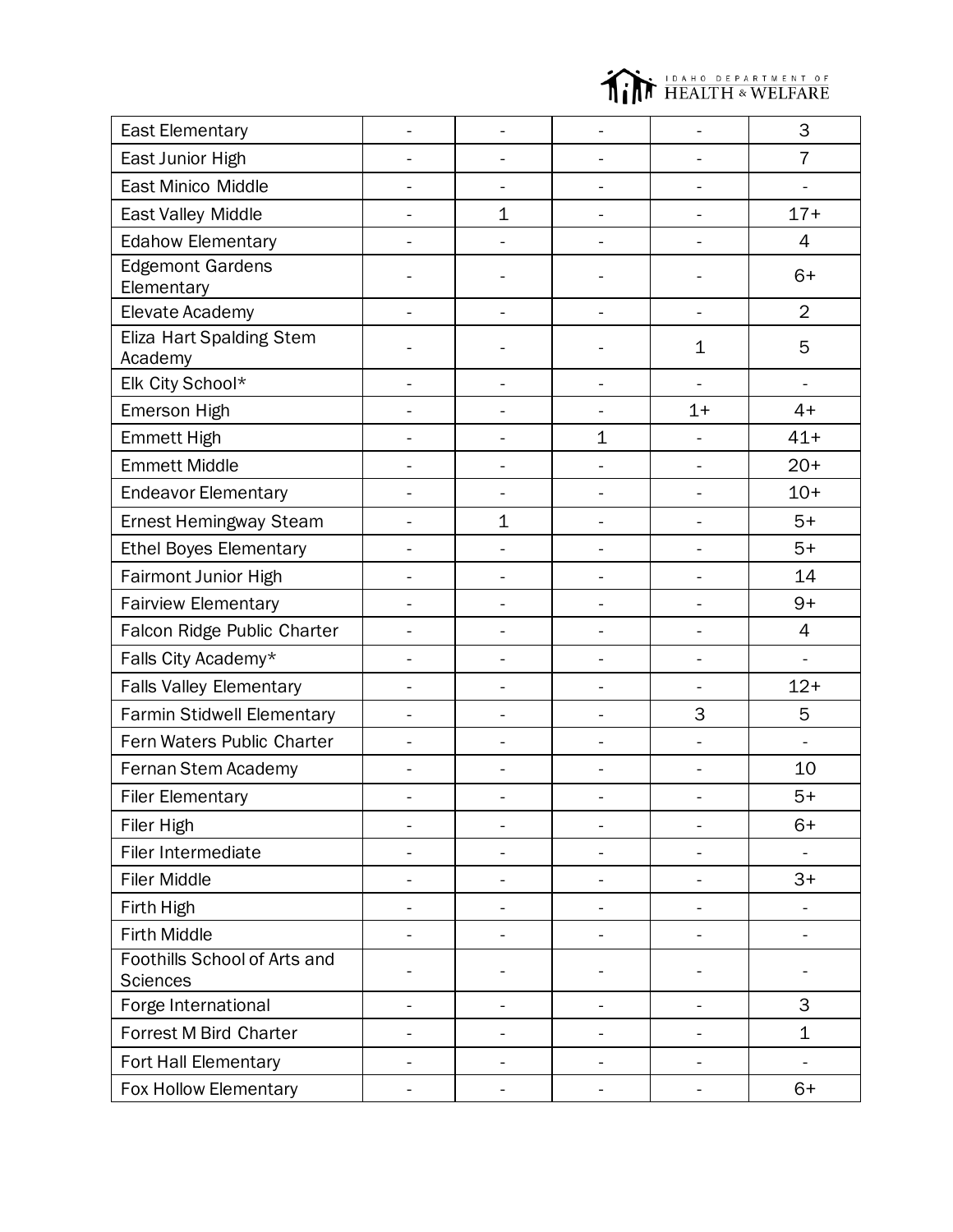| | | | | | |
|---|---|---|---|---|---|
| East Elementary | - | - | - | - | 3 |
| East Junior High | - | - | - | - | 7 |
| East Minico Middle | - | - | - | - | - |
| East Valley Middle | - | 1 | - | - | 17+ |
| Edahow Elementary | - | - | - | - | 4 |
| Edgemont Gardens Elementary | - | - | - | - | 6+ |
| Elevate Academy | - | - | - | - | 2 |
| Eliza Hart Spalding Stem Academy | - | - | - | 1 | 5 |
| Elk City School* | - | - | - | - | - |
| Emerson High | - | - | - | 1+ | 4+ |
| Emmett High | - | - | 1 | - | 41+ |
| Emmett Middle | - | - | - | - | 20+ |
| Endeavor Elementary | - | - | - | - | 10+ |
| Ernest Hemingway Steam | - | 1 | - | - | 5+ |
| Ethel Boyes Elementary | - | - | - | - | 5+ |
| Fairmont Junior High | - | - | - | - | 14 |
| Fairview Elementary | - | - | - | - | 9+ |
| Falcon Ridge Public Charter | - | - | - | - | 4 |
| Falls City Academy* | - | - | - | - | - |
| Falls Valley Elementary | - | - | - | - | 12+ |
| Farmin Stidwell Elementary | - | - | - | 3 | 5 |
| Fern Waters Public Charter | - | - | - | - | - |
| Fernan Stem Academy | - | - | - | - | 10 |
| Filer Elementary | - | - | - | - | 5+ |
| Filer High | - | - | - | - | 6+ |
| Filer Intermediate | - | - | - | - | - |
| Filer Middle | - | - | - | - | 3+ |
| Firth High | - | - | - | - | - |
| Firth Middle | - | - | - | - | - |
| Foothills School of Arts and Sciences | - | - | - | - | - |
| Forge International | - | - | - | - | 3 |
| Forrest M Bird Charter | - | - | - | - | 1 |
| Fort Hall Elementary | - | - | - | - | - |
| Fox Hollow Elementary | - | - | - | - | 6+ |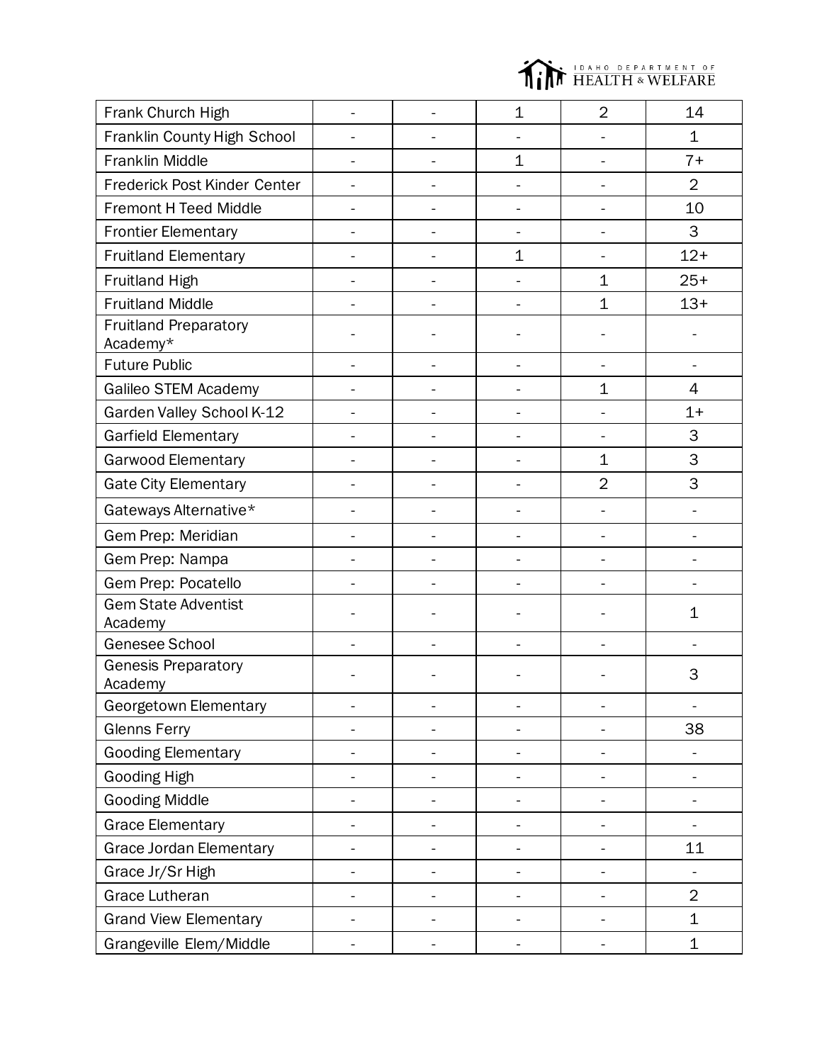| | | | | | |
|---|---|---|---|---|---|
| Frank Church High | - | - | 1 | 2 | 14 |
| Franklin County High School | - | - | - | - | 1 |
| Franklin Middle | - | - | 1 | - | 7+ |
| Frederick Post Kinder Center | - | - | - | - | 2 |
| Fremont H Teed Middle | - | - | - | - | 10 |
| Frontier Elementary | - | - | - | - | 3 |
| Fruitland Elementary | - | - | 1 | - | 12+ |
| Fruitland High | - | - | - | 1 | 25+ |
| Fruitland Middle | - | - | - | 1 | 13+ |
| Fruitland Preparatory Academy* | - | - | - | - | - |
| Future Public | - | - | - | - | - |
| Galileo STEM Academy | - | - | - | 1 | 4 |
| Garden Valley School K-12 | - | - | - | - | 1+ |
| Garfield Elementary | - | - | - | - | 3 |
| Garwood Elementary | - | - | - | 1 | 3 |
| Gate City Elementary | - | - | - | 2 | 3 |
| Gateways Alternative* | - | - | - | - | - |
| Gem Prep: Meridian | - | - | - | - | - |
| Gem Prep: Nampa | - | - | - | - | - |
| Gem Prep: Pocatello | - | - | - | - | - |
| Gem State Adventist Academy | - | - | - | - | 1 |
| Genesee School | - | - | - | - | - |
| Genesis Preparatory Academy | - | - | - | - | 3 |
| Georgetown Elementary | - | - | - | - | - |
| Glenns Ferry | - | - | - | - | 38 |
| Gooding Elementary | - | - | - | - | - |
| Gooding High | - | - | - | - | - |
| Gooding Middle | - | - | - | - | - |
| Grace Elementary | - | - | - | - | - |
| Grace Jordan Elementary | - | - | - | - | 11 |
| Grace Jr/Sr High | - | - | - | - | - |
| Grace Lutheran | - | - | - | - | 2 |
| Grand View Elementary | - | - | - | - | 1 |
| Grangeville Elem/Middle | - | - | - | - | 1 |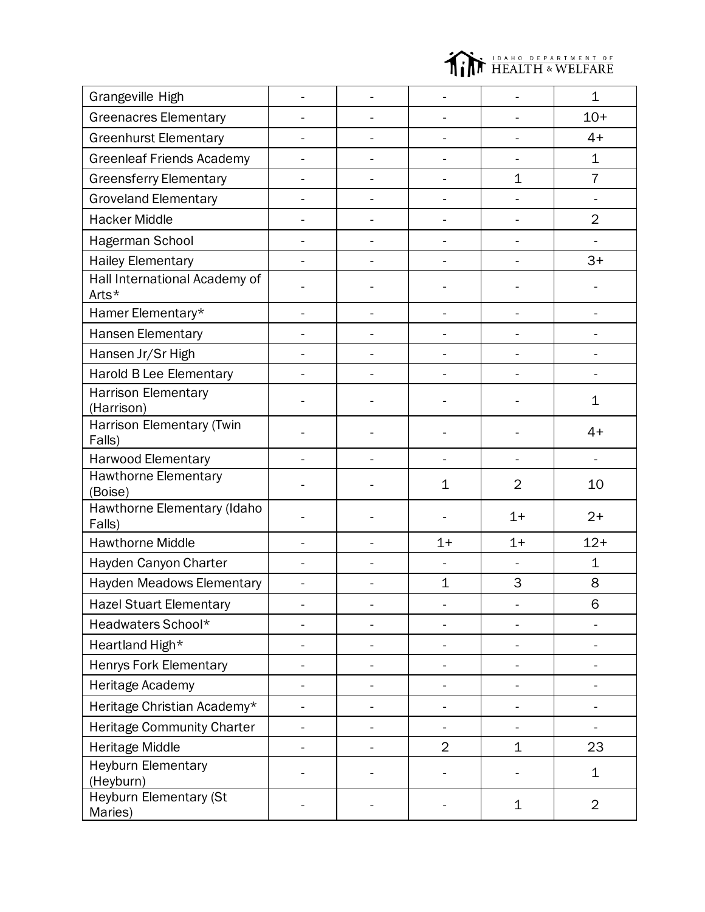| | | | | | |
|---|---|---|---|---|---|
| Grangeville High | - | - | - | - | 1 |
| Greenacres Elementary | - | - | - | - | 10+ |
| Greenhurst Elementary | - | - | - | - | 4+ |
| Greenleaf Friends Academy | - | - | - | - | 1 |
| Greensferry Elementary | - | - | - | 1 | 7 |
| Groveland Elementary | - | - | - | - | - |
| Hacker Middle | - | - | - | - | 2 |
| Hagerman School | - | - | - | - | - |
| Hailey Elementary | - | - | - | - | 3+ |
| Hall International Academy of Arts* | - | - | - | - | - |
| Hamer Elementary* | - | - | - | - | - |
| Hansen Elementary | - | - | - | - | - |
| Hansen Jr/Sr High | - | - | - | - | - |
| Harold B Lee Elementary | - | - | - | - | - |
| Harrison Elementary (Harrison) | - | - | - | - | 1 |
| Harrison Elementary (Twin Falls) | - | - | - | - | 4+ |
| Harwood Elementary | - | - | - | - | - |
| Hawthorne Elementary (Boise) | - | - | 1 | 2 | 10 |
| Hawthorne Elementary (Idaho Falls) | - | - | - | 1+ | 2+ |
| Hawthorne Middle | - | - | 1+ | 1+ | 12+ |
| Hayden Canyon Charter | - | - | - | - | 1 |
| Hayden Meadows Elementary | - | - | 1 | 3 | 8 |
| Hazel Stuart Elementary | - | - | - | - | 6 |
| Headwaters School* | - | - | - | - | - |
| Heartland High* | - | - | - | - | - |
| Henrys Fork Elementary | - | - | - | - | - |
| Heritage Academy | - | - | - | - | - |
| Heritage Christian Academy* | - | - | - | - | - |
| Heritage Community Charter | - | - | - | - | - |
| Heritage Middle | - | - | 2 | 1 | 23 |
| Heyburn Elementary (Heyburn) | - | - | - | - | 1 |
| Heyburn Elementary (St Maries) | - | - | - | 1 | 2 |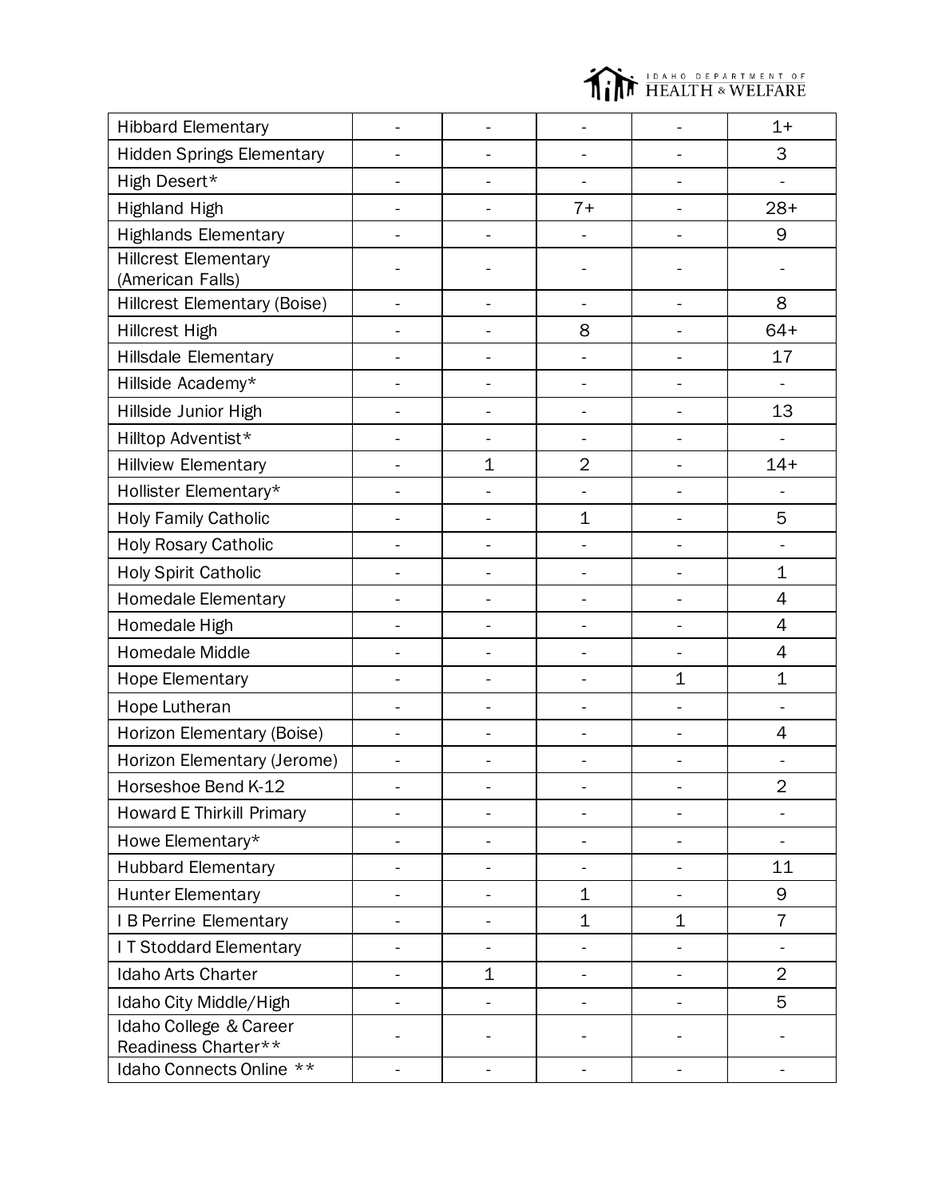| | | | | | |
|---|---|---|---|---|---|
| Hibbard Elementary | - | - | - | - | 1+ |
| Hidden Springs Elementary | - | - | - | - | 3 |
| High Desert* | - | - | - | - | - |
| Highland High | - | - | 7+ | - | 28+ |
| Highlands Elementary | - | - | - | - | 9 |
| Hillcrest Elementary (American Falls) | - | - | - | - | - |
| Hillcrest Elementary (Boise) | - | - | - | - | 8 |
| Hillcrest High | - | - | 8 | - | 64+ |
| Hillsdale Elementary | - | - | - | - | 17 |
| Hillside Academy* | - | - | - | - | - |
| Hillside Junior High | - | - | - | - | 13 |
| Hilltop Adventist* | - | - | - | - | - |
| Hillview Elementary | - | 1 | 2 | - | 14+ |
| Hollister Elementary* | - | - | - | - | - |
| Holy Family Catholic | - | - | 1 | - | 5 |
| Holy Rosary Catholic | - | - | - | - | - |
| Holy Spirit Catholic | - | - | - | - | 1 |
| Homedale Elementary | - | - | - | - | 4 |
| Homedale High | - | - | - | - | 4 |
| Homedale Middle | - | - | - | - | 4 |
| Hope Elementary | - | - | - | 1 | 1 |
| Hope Lutheran | - | - | - | - | - |
| Horizon Elementary (Boise) | - | - | - | - | 4 |
| Horizon Elementary (Jerome) | - | - | - | - | - |
| Horseshoe Bend K-12 | - | - | - | - | 2 |
| Howard E Thirkill Primary | - | - | - | - | - |
| Howe Elementary* | - | - | - | - | - |
| Hubbard Elementary | - | - | - | - | 11 |
| Hunter Elementary | - | - | 1 | - | 9 |
| I B Perrine Elementary | - | - | 1 | 1 | 7 |
| I T Stoddard Elementary | - | - | - | - | - |
| Idaho Arts Charter | - | 1 | - | - | 2 |
| Idaho City Middle/High | - | - | - | - | 5 |
| Idaho College & Career Readiness Charter** | - | - | - | - | - |
| Idaho Connects Online ** | - | - | - | - | - |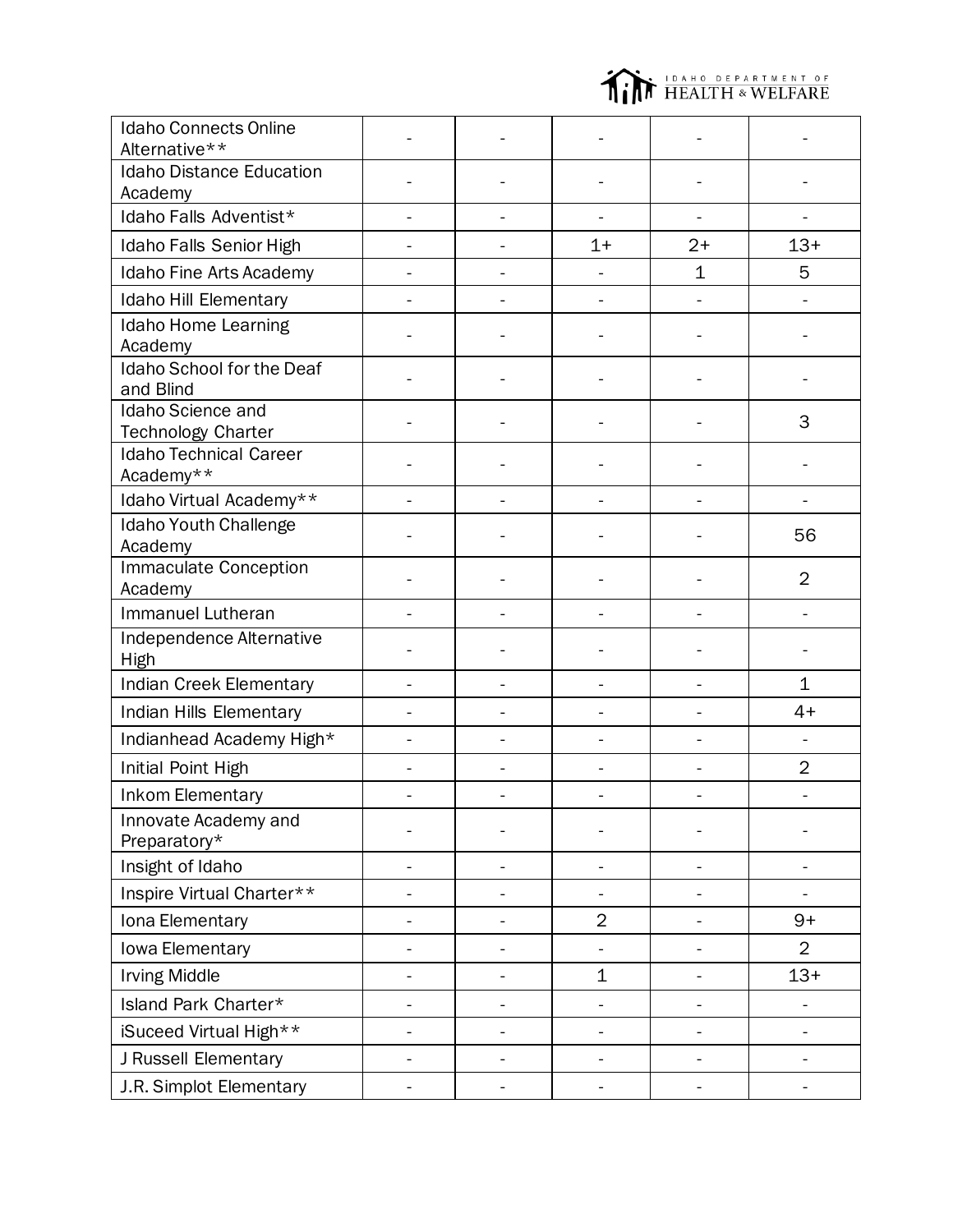| | | | | | |
|---|---|---|---|---|---|
| Idaho Connects Online Alternative** | - | - | - | - | - |
| Idaho Distance Education Academy | - | - | - | - | - |
| Idaho Falls Adventist* | - | - | - | - | - |
| Idaho Falls Senior High | - | - | 1+ | 2+ | 13+ |
| Idaho Fine Arts Academy | - | - | - | 1 | 5 |
| Idaho Hill Elementary | - | - | - | - | - |
| Idaho Home Learning Academy | - | - | - | - | - |
| Idaho School for the Deaf and Blind | - | - | - | - | - |
| Idaho Science and Technology Charter | - | - | - | - | 3 |
| Idaho Technical Career Academy** | - | - | - | - | - |
| Idaho Virtual Academy** | - | - | - | - | - |
| Idaho Youth Challenge Academy | - | - | - | - | 56 |
| Immaculate Conception Academy | - | - | - | - | 2 |
| Immanuel Lutheran | - | - | - | - | - |
| Independence Alternative High | - | - | - | - | - |
| Indian Creek Elementary | - | - | - | - | 1 |
| Indian Hills Elementary | - | - | - | - | 4+ |
| Indianhead Academy High* | - | - | - | - | - |
| Initial Point High | - | - | - | - | 2 |
| Inkom Elementary | - | - | - | - | - |
| Innovate Academy and Preparatory* | - | - | - | - | - |
| Insight of Idaho | - | - | - | - | - |
| Inspire Virtual Charter** | - | - | - | - | - |
| Iona Elementary | - | - | 2 | - | 9+ |
| Iowa Elementary | - | - | - | - | 2 |
| Irving Middle | - | - | 1 | - | 13+ |
| Island Park Charter* | - | - | - | - | - |
| iSuceed Virtual High** | - | - | - | - | - |
| J Russell Elementary | - | - | - | - | - |
| J.R. Simplot Elementary | - | - | - | - | - |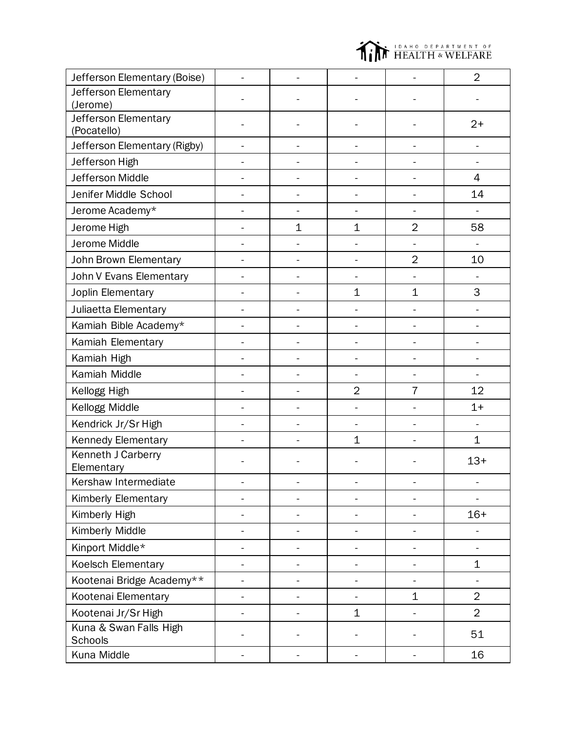| | | | | | |
|---|---|---|---|---|---|
| Jefferson Elementary (Boise) | - | - | - | - | 2 |
| Jefferson Elementary (Jerome) | - | - | - | - | - |
| Jefferson Elementary (Pocatello) | - | - | - | - | 2+ |
| Jefferson Elementary (Rigby) | - | - | - | - | - |
| Jefferson High | - | - | - | - | - |
| Jefferson Middle | - | - | - | - | 4 |
| Jenifer Middle School | - | - | - | - | 14 |
| Jerome Academy* | - | - | - | - | - |
| Jerome High | - | 1 | 1 | 2 | 58 |
| Jerome Middle | - | - | - | - | - |
| John Brown Elementary | - | - | - | 2 | 10 |
| John V Evans Elementary | - | - | - | - | - |
| Joplin Elementary | - | - | 1 | 1 | 3 |
| Juliaetta Elementary | - | - | - | - | - |
| Kamiah Bible Academy* | - | - | - | - | - |
| Kamiah Elementary | - | - | - | - | - |
| Kamiah High | - | - | - | - | - |
| Kamiah Middle | - | - | - | - | - |
| Kellogg High | - | - | 2 | 7 | 12 |
| Kellogg Middle | - | - | - | - | 1+ |
| Kendrick Jr/Sr High | - | - | - | - | - |
| Kennedy Elementary | - | - | 1 | - | 1 |
| Kenneth J Carberry Elementary | - | - | - | - | 13+ |
| Kershaw Intermediate | - | - | - | - | - |
| Kimberly Elementary | - | - | - | - | - |
| Kimberly High | - | - | - | - | 16+ |
| Kimberly Middle | - | - | - | - | - |
| Kinport Middle* | - | - | - | - | - |
| Koelsch Elementary | - | - | - | - | 1 |
| Kootenai Bridge Academy** | - | - | - | - | - |
| Kootenai Elementary | - | - | - | 1 | 2 |
| Kootenai Jr/Sr High | - | - | 1 | - | 2 |
| Kuna & Swan Falls High Schools | - | - | - | - | 51 |
| Kuna Middle | - | - | - | - | 16 |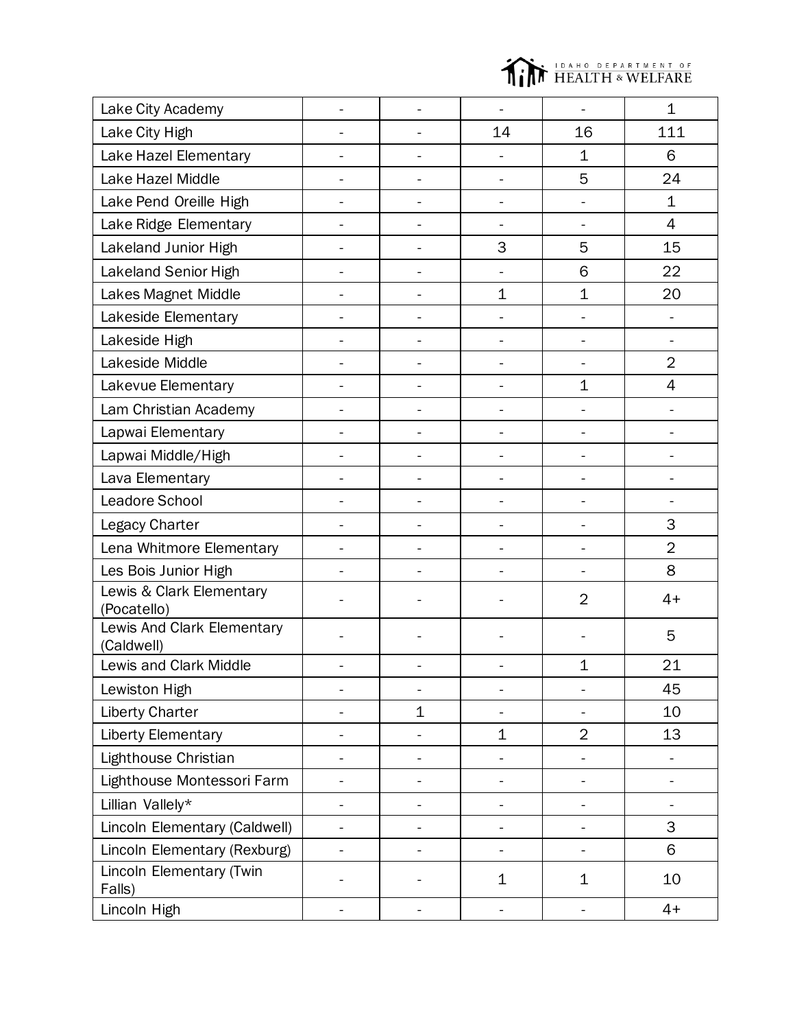| | | | | | |
|---|---|---|---|---|---|
| Lake City Academy | - | - | - | - | 1 |
| Lake City High | - | - | 14 | 16 | 111 |
| Lake Hazel Elementary | - | - | - | 1 | 6 |
| Lake Hazel Middle | - | - | - | 5 | 24 |
| Lake Pend Oreille High | - | - | - | - | 1 |
| Lake Ridge Elementary | - | - | - | - | 4 |
| Lakeland Junior High | - | - | 3 | 5 | 15 |
| Lakeland Senior High | - | - | - | 6 | 22 |
| Lakes Magnet Middle | - | - | 1 | 1 | 20 |
| Lakeside Elementary | - | - | - | - | - |
| Lakeside High | - | - | - | - | - |
| Lakeside Middle | - | - | - | - | 2 |
| Lakevue Elementary | - | - | - | 1 | 4 |
| Lam Christian Academy | - | - | - | - | - |
| Lapwai Elementary | - | - | - | - | - |
| Lapwai Middle/High | - | - | - | - | - |
| Lava Elementary | - | - | - | - | - |
| Leadore School | - | - | - | - | - |
| Legacy Charter | - | - | - | - | 3 |
| Lena Whitmore Elementary | - | - | - | - | 2 |
| Les Bois Junior High | - | - | - | - | 8 |
| Lewis & Clark Elementary (Pocatello) | - | - | - | 2 | 4+ |
| Lewis And Clark Elementary (Caldwell) | - | - | - | - | 5 |
| Lewis and Clark Middle | - | - | - | 1 | 21 |
| Lewiston High | - | - | - | - | 45 |
| Liberty Charter | - | 1 | - | - | 10 |
| Liberty Elementary | - | - | 1 | 2 | 13 |
| Lighthouse Christian | - | - | - | - | - |
| Lighthouse Montessori Farm | - | - | - | - | - |
| Lillian Vallely* | - | - | - | - | - |
| Lincoln Elementary (Caldwell) | - | - | - | - | 3 |
| Lincoln Elementary (Rexburg) | - | - | - | - | 6 |
| Lincoln Elementary (Twin Falls) | - | - | 1 | 1 | 10 |
| Lincoln High | - | - | - | - | 4+ |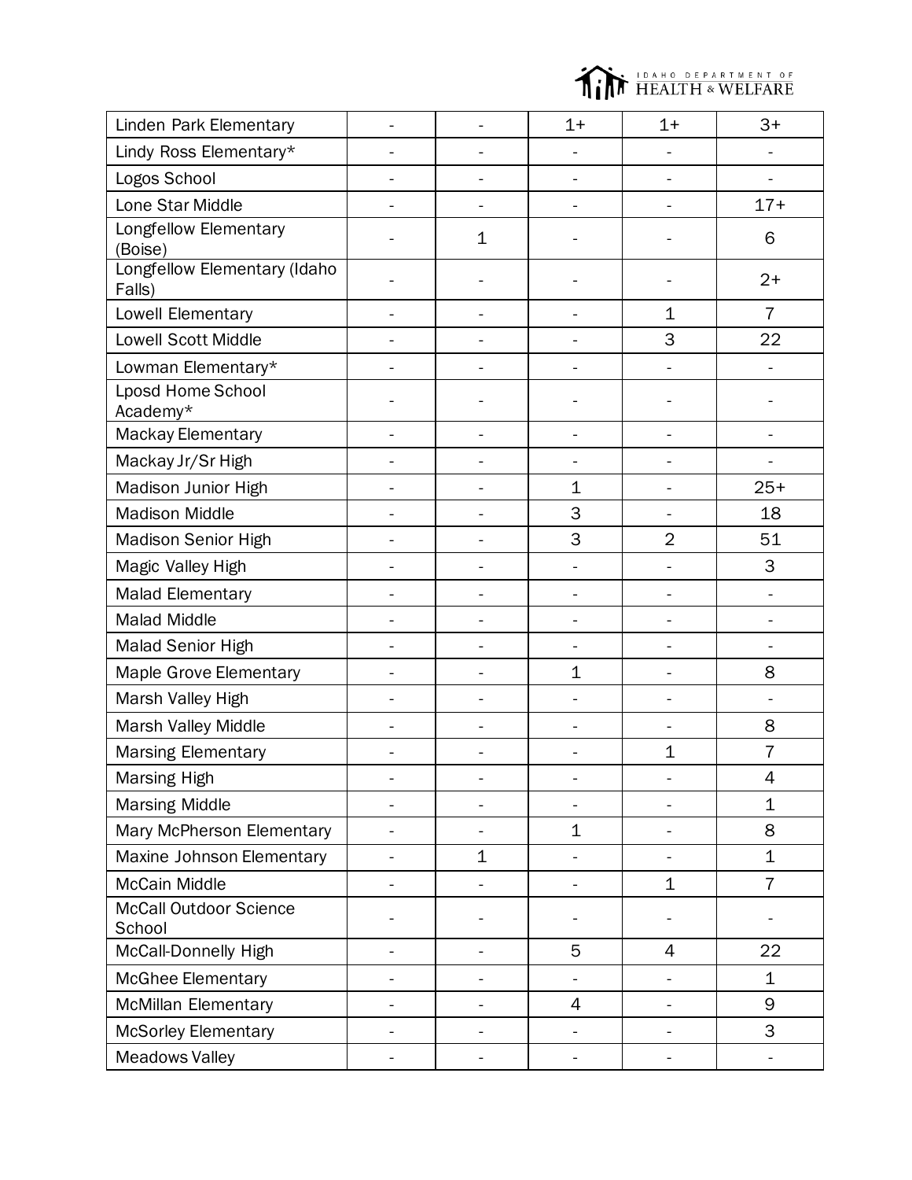| | | | | | |
|---|---|---|---|---|---|
| Linden Park Elementary | - | - | 1+ | 1+ | 3+ |
| Lindy Ross Elementary* | - | - | - | - | - |
| Logos School | - | - | - | - | - |
| Lone Star Middle | - | - | - | - | 17+ |
| Longfellow Elementary (Boise) | - | 1 | - | - | 6 |
| Longfellow Elementary (Idaho Falls) | - | - | - | - | 2+ |
| Lowell Elementary | - | - | - | 1 | 7 |
| Lowell Scott Middle | - | - | - | 3 | 22 |
| Lowman Elementary* | - | - | - | - | - |
| Lposd Home School Academy* | - | - | - | - | - |
| Mackay Elementary | - | - | - | - | - |
| Mackay Jr/Sr High | - | - | - | - | - |
| Madison Junior High | - | - | 1 | - | 25+ |
| Madison Middle | - | - | 3 | - | 18 |
| Madison Senior High | - | - | 3 | 2 | 51 |
| Magic Valley High | - | - | - | - | 3 |
| Malad Elementary | - | - | - | - | - |
| Malad Middle | - | - | - | - | - |
| Malad Senior High | - | - | - | - | - |
| Maple Grove Elementary | - | - | 1 | - | 8 |
| Marsh Valley High | - | - | - | - | - |
| Marsh Valley Middle | - | - | - | - | 8 |
| Marsing Elementary | - | - | - | 1 | 7 |
| Marsing High | - | - | - | - | 4 |
| Marsing Middle | - | - | - | - | 1 |
| Mary McPherson Elementary | - | - | 1 | - | 8 |
| Maxine Johnson Elementary | - | 1 | - | - | 1 |
| McCain Middle | - | - | - | 1 | 7 |
| McCall Outdoor Science School | - | - | - | - | - |
| McCall-Donnelly High | - | - | 5 | 4 | 22 |
| McGhee Elementary | - | - | - | - | 1 |
| McMillan Elementary | - | - | 4 | - | 9 |
| McSorley Elementary | - | - | - | - | 3 |
| Meadows Valley | - | - | - | - | - |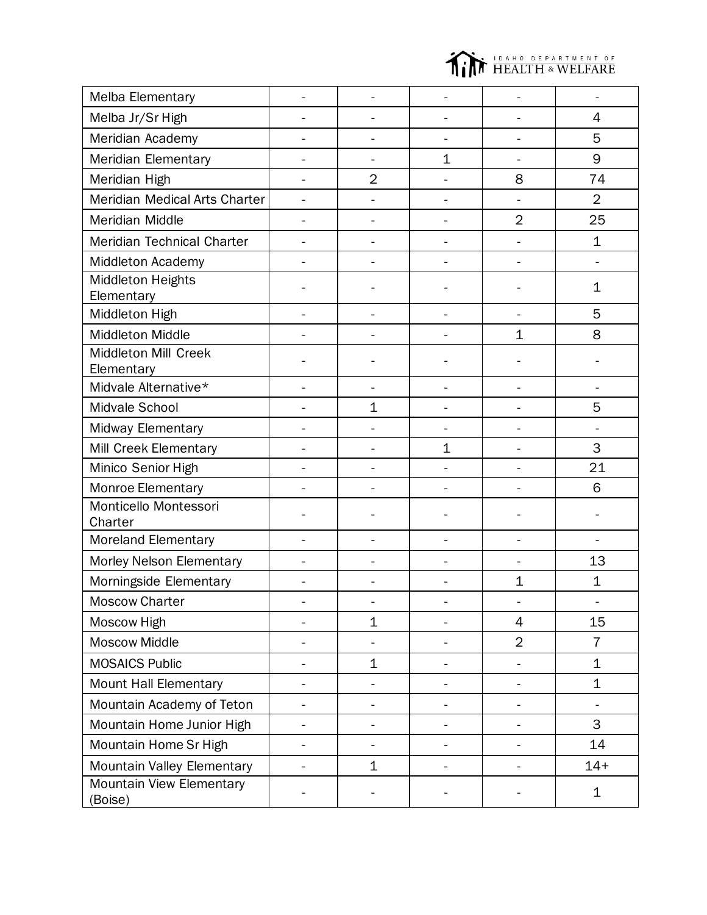| | | | | | |
|---|---|---|---|---|---|
| Melba Elementary | - | - | - | - | - |
| Melba Jr/Sr High | - | - | - | - | 4 |
| Meridian Academy | - | - | - | - | 5 |
| Meridian Elementary | - | - | 1 | - | 9 |
| Meridian High | - | 2 | - | 8 | 74 |
| Meridian Medical Arts Charter | - | - | - | - | 2 |
| Meridian Middle | - | - | - | 2 | 25 |
| Meridian Technical Charter | - | - | - | - | 1 |
| Middleton Academy | - | - | - | - | - |
| Middleton Heights Elementary | - | - | - | - | 1 |
| Middleton High | - | - | - | - | 5 |
| Middleton Middle | - | - | - | 1 | 8 |
| Middleton Mill Creek Elementary | - | - | - | - | - |
| Midvale Alternative* | - | - | - | - | - |
| Midvale School | - | 1 | - | - | 5 |
| Midway Elementary | - | - | - | - | - |
| Mill Creek Elementary | - | - | 1 | - | 3 |
| Minico Senior High | - | - | - | - | 21 |
| Monroe Elementary | - | - | - | - | 6 |
| Monticello Montessori Charter | - | - | - | - | - |
| Moreland Elementary | - | - | - | - | - |
| Morley Nelson Elementary | - | - | - | - | 13 |
| Morningside Elementary | - | - | - | 1 | 1 |
| Moscow Charter | - | - | - | - | - |
| Moscow High | - | 1 | - | 4 | 15 |
| Moscow Middle | - | - | - | 2 | 7 |
| MOSAICS Public | - | 1 | - | - | 1 |
| Mount Hall Elementary | - | - | - | - | 1 |
| Mountain Academy of Teton | - | - | - | - | - |
| Mountain Home Junior High | - | - | - | - | 3 |
| Mountain Home Sr High | - | - | - | - | 14 |
| Mountain Valley Elementary | - | 1 | - | - | 14+ |
| Mountain View Elementary (Boise) | - | - | - | - | 1 |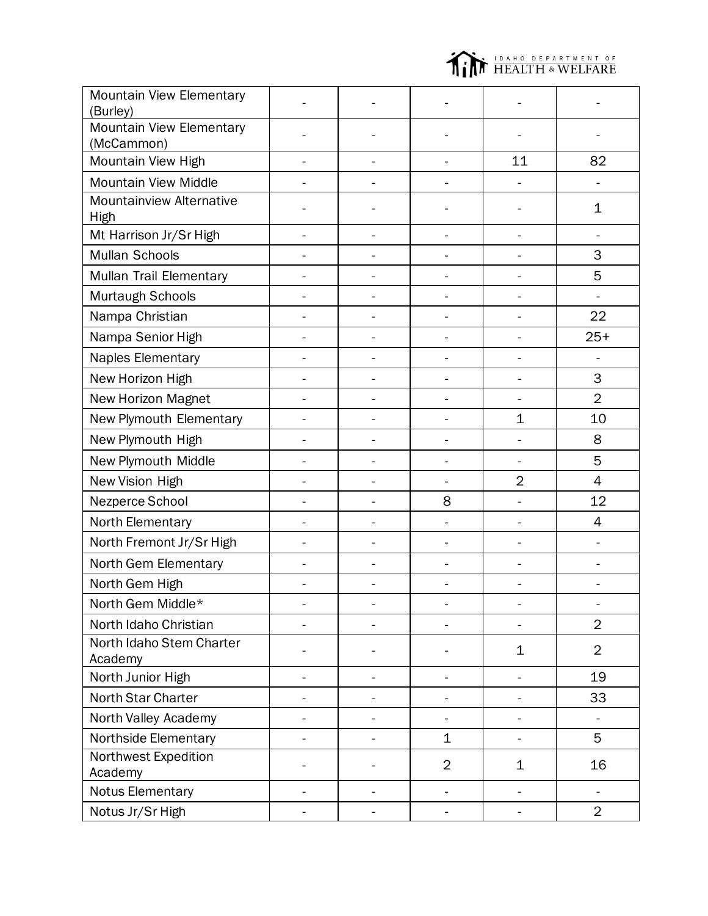| | | | | | |
|---|---|---|---|---|---|
| Mountain View Elementary (Burley) | - | - | - | - | - |
| Mountain View Elementary (McCammon) | - | - | - | - | - |
| Mountain View High | - | - | - | 11 | 82 |
| Mountain View Middle | - | - | - | - | - |
| Mountainview Alternative High | - | - | - | - | 1 |
| Mt Harrison Jr/Sr High | - | - | - | - | - |
| Mullan Schools | - | - | - | - | 3 |
| Mullan Trail Elementary | - | - | - | - | 5 |
| Murtaugh Schools | - | - | - | - | - |
| Nampa Christian | - | - | - | - | 22 |
| Nampa Senior High | - | - | - | - | 25+ |
| Naples Elementary | - | - | - | - | - |
| New Horizon High | - | - | - | - | 3 |
| New Horizon Magnet | - | - | - | - | 2 |
| New Plymouth Elementary | - | - | - | 1 | 10 |
| New Plymouth High | - | - | - | - | 8 |
| New Plymouth Middle | - | - | - | - | 5 |
| New Vision High | - | - | - | 2 | 4 |
| Nezperce School | - | - | 8 | - | 12 |
| North Elementary | - | - | - | - | 4 |
| North Fremont Jr/Sr High | - | - | - | - | - |
| North Gem Elementary | - | - | - | - | - |
| North Gem High | - | - | - | - | - |
| North Gem Middle* | - | - | - | - | - |
| North Idaho Christian | - | - | - | - | 2 |
| North Idaho Stem Charter Academy | - | - | - | 1 | 2 |
| North Junior High | - | - | - | - | 19 |
| North Star Charter | - | - | - | - | 33 |
| North Valley Academy | - | - | - | - | - |
| Northside Elementary | - | - | 1 | - | 5 |
| Northwest Expedition Academy | - | - | 2 | 1 | 16 |
| Notus Elementary | - | - | - | - | - |
| Notus Jr/Sr High | - | - | - | - | 2 |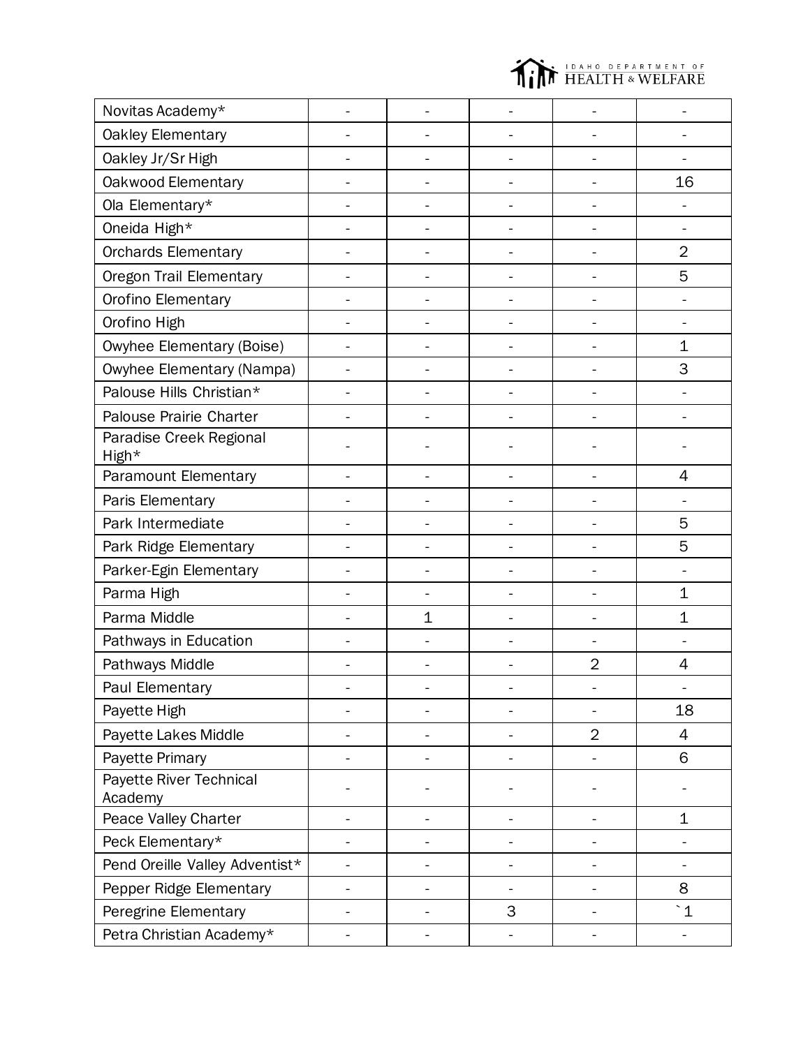| | | | | | |
|---|---|---|---|---|---|
| Novitas Academy* | - | - | - | - | - |
| Oakley Elementary | - | - | - | - | - |
| Oakley Jr/Sr High | - | - | - | - | - |
| Oakwood Elementary | - | - | - | - | 16 |
| Ola Elementary* | - | - | - | - | - |
| Oneida High* | - | - | - | - | - |
| Orchards Elementary | - | - | - | - | 2 |
| Oregon Trail Elementary | - | - | - | - | 5 |
| Orofino Elementary | - | - | - | - | - |
| Orofino High | - | - | - | - | - |
| Owyhee Elementary (Boise) | - | - | - | - | 1 |
| Owyhee Elementary (Nampa) | - | - | - | - | 3 |
| Palouse Hills Christian* | - | - | - | - | - |
| Palouse Prairie Charter | - | - | - | - | - |
| Paradise Creek Regional High* | - | - | - | - | - |
| Paramount Elementary | - | - | - | - | 4 |
| Paris Elementary | - | - | - | - | - |
| Park Intermediate | - | - | - | - | 5 |
| Park Ridge Elementary | - | - | - | - | 5 |
| Parker-Egin Elementary | - | - | - | - | - |
| Parma High | - | - | - | - | 1 |
| Parma Middle | - | 1 | - | - | 1 |
| Pathways in Education | - | - | - | - | - |
| Pathways Middle | - | - | - | 2 | 4 |
| Paul Elementary | - | - | - | - | - |
| Payette High | - | - | - | - | 18 |
| Payette Lakes Middle | - | - | - | 2 | 4 |
| Payette Primary | - | - | - | - | 6 |
| Payette River Technical Academy | - | - | - | - | - |
| Peace Valley Charter | - | - | - | - | 1 |
| Peck Elementary* | - | - | - | - | - |
| Pend Oreille Valley Adventist* | - | - | - | - | - |
| Pepper Ridge Elementary | - | - | - | - | 8 |
| Peregrine Elementary | - | - | 3 | - | `1 |
| Petra Christian Academy* | - | - | - | - | - |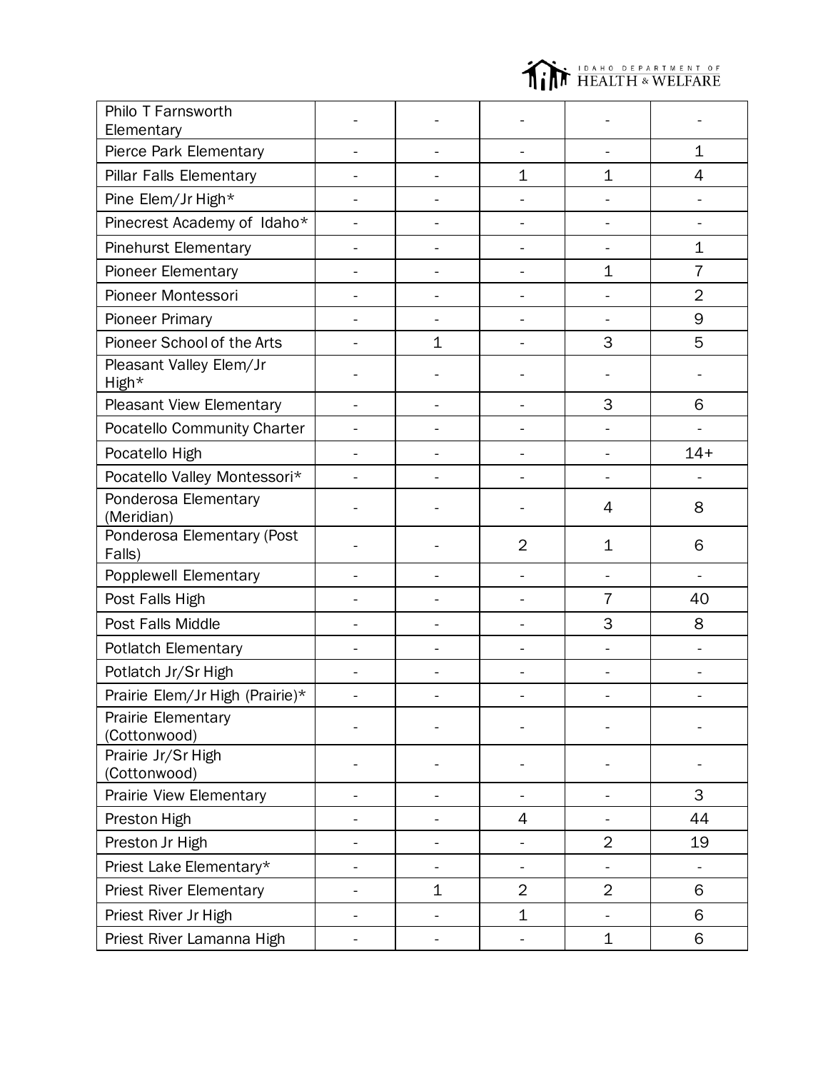| | | | | | |
|---|---|---|---|---|---|
| Philo T Farnsworth Elementary | - | - | - | - | - |
| Pierce Park Elementary | - | - | - | - | 1 |
| Pillar Falls Elementary | - | - | 1 | 1 | 4 |
| Pine Elem/Jr High* | - | - | - | - | - |
| Pinecrest Academy of Idaho* | - | - | - | - | - |
| Pinehurst Elementary | - | - | - | - | 1 |
| Pioneer Elementary | - | - | - | 1 | 7 |
| Pioneer Montessori | - | - | - | - | 2 |
| Pioneer Primary | - | - | - | - | 9 |
| Pioneer School of the Arts | - | 1 | - | 3 | 5 |
| Pleasant Valley Elem/Jr High* | - | - | - | - | - |
| Pleasant View Elementary | - | - | - | 3 | 6 |
| Pocatello Community Charter | - | - | - | - | - |
| Pocatello High | - | - | - | - | 14+ |
| Pocatello Valley Montessori* | - | - | - | - | - |
| Ponderosa Elementary (Meridian) | - | - | - | 4 | 8 |
| Ponderosa Elementary (Post Falls) | - | - | 2 | 1 | 6 |
| Popplewell Elementary | - | - | - | - | - |
| Post Falls High | - | - | - | 7 | 40 |
| Post Falls Middle | - | - | - | 3 | 8 |
| Potlatch Elementary | - | - | - | - | - |
| Potlatch Jr/Sr High | - | - | - | - | - |
| Prairie Elem/Jr High (Prairie)* | - | - | - | - | - |
| Prairie Elementary (Cottonwood) | - | - | - | - | - |
| Prairie Jr/Sr High (Cottonwood) | - | - | - | - | - |
| Prairie View Elementary | - | - | - | - | 3 |
| Preston High | - | - | 4 | - | 44 |
| Preston Jr High | - | - | - | 2 | 19 |
| Priest Lake Elementary* | - | - | - | - | - |
| Priest River Elementary | - | 1 | 2 | 2 | 6 |
| Priest River Jr High | - | - | 1 | - | 6 |
| Priest River Lamanna High | - | - | - | 1 | 6 |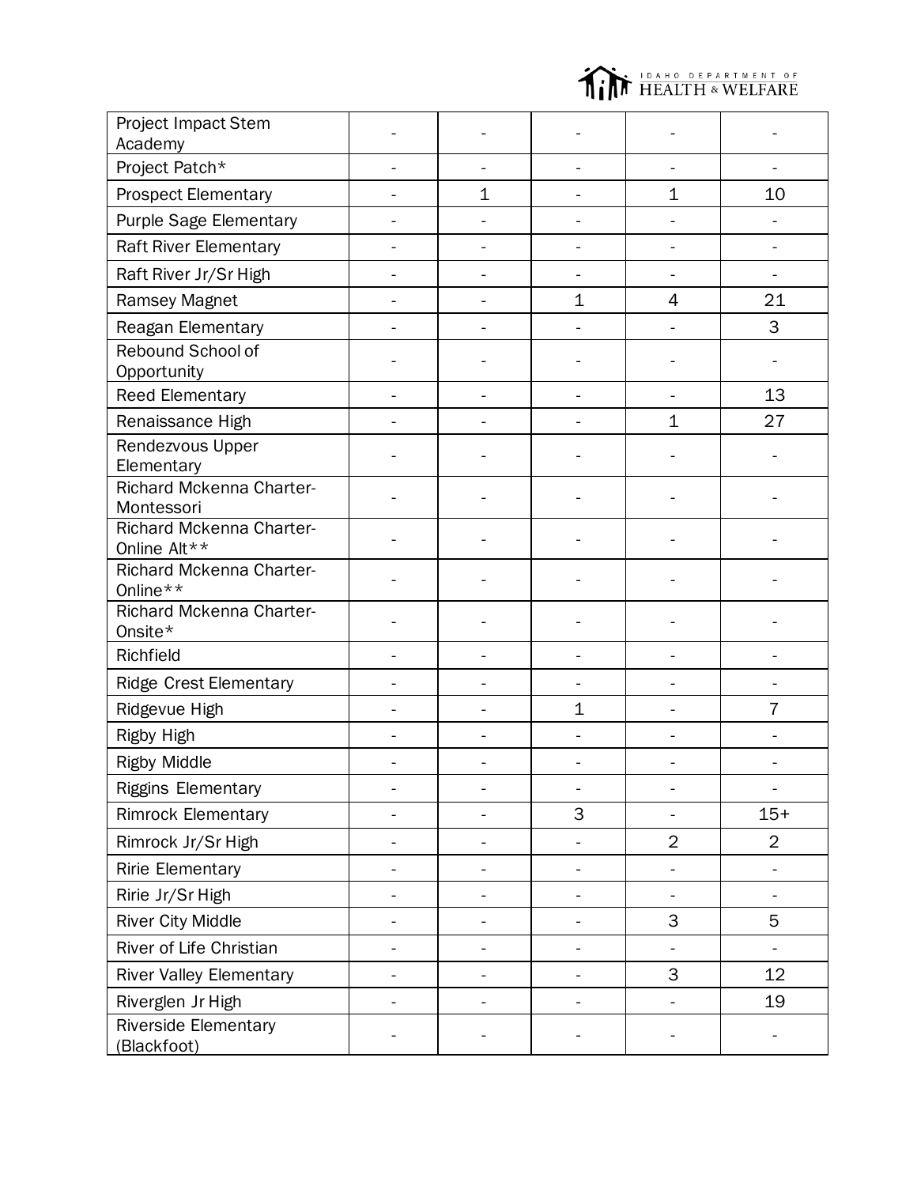| | | | | | |
|---|---|---|---|---|---|
| Project Impact Stem Academy | - | - | - | - | - |
| Project Patch* | - | - | - | - | - |
| Prospect Elementary | - | 1 | - | 1 | 10 |
| Purple Sage Elementary | - | - | - | - | - |
| Raft River Elementary | - | - | - | - | - |
| Raft River Jr/Sr High | - | - | - | - | - |
| Ramsey Magnet | - | - | 1 | 4 | 21 |
| Reagan Elementary | - | - | - | - | 3 |
| Rebound School of Opportunity | - | - | - | - | - |
| Reed Elementary | - | - | - | - | 13 |
| Renaissance High | - | - | - | 1 | 27 |
| Rendezvous Upper Elementary | - | - | - | - | - |
| Richard Mckenna Charter-Montessori | - | - | - | - | - |
| Richard Mckenna Charter-Online Alt** | - | - | - | - | - |
| Richard Mckenna Charter-Online** | - | - | - | - | - |
| Richard Mckenna Charter-Onsite* | - | - | - | - | - |
| Richfield | - | - | - | - | - |
| Ridge Crest Elementary | - | - | - | - | - |
| Ridgevue High | - | - | 1 | - | 7 |
| Rigby High | - | - | - | - | - |
| Rigby Middle | - | - | - | - | - |
| Riggins Elementary | - | - | - | - | - |
| Rimrock Elementary | - | - | 3 | - | 15+ |
| Rimrock Jr/Sr High | - | - | - | 2 | 2 |
| Ririe Elementary | - | - | - | - | - |
| Ririe Jr/Sr High | - | - | - | - | - |
| River City Middle | - | - | - | 3 | 5 |
| River of Life Christian | - | - | - | - | - |
| River Valley Elementary | - | - | - | 3 | 12 |
| Riverglen Jr High | - | - | - | - | 19 |
| Riverside Elementary (Blackfoot) | - | - | - | - | - |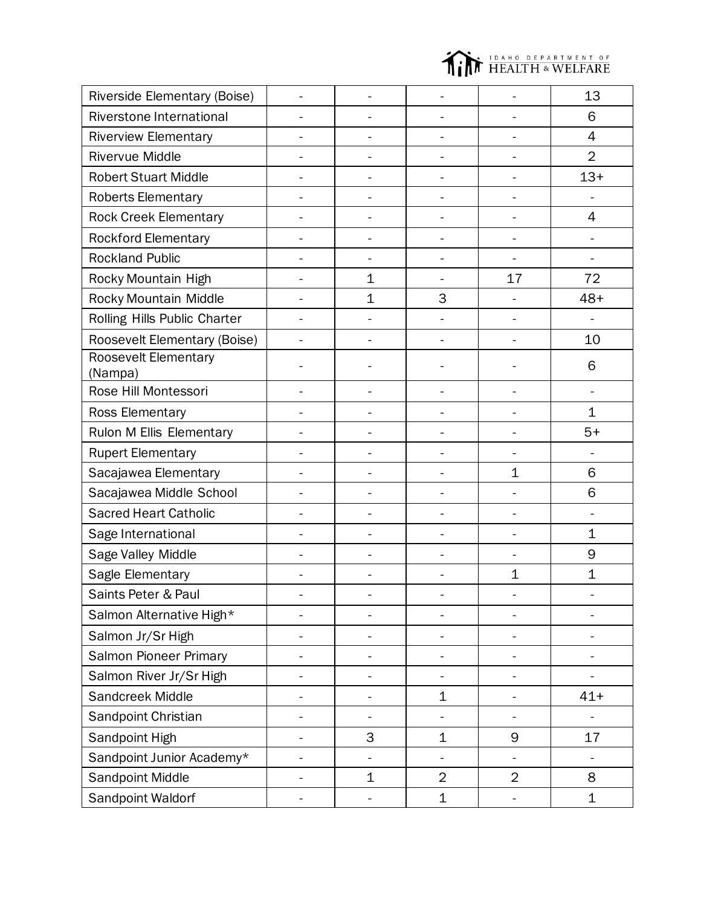| | | | | | |
|---|---|---|---|---|---|
| Riverside Elementary (Boise) | - | - | - | - | 13 |
| Riverstone International | - | - | - | - | 6 |
| Riverview Elementary | - | - | - | - | 4 |
| Rivervue Middle | - | - | - | - | 2 |
| Robert Stuart Middle | - | - | - | - | 13+ |
| Roberts Elementary | - | - | - | - | - |
| Rock Creek Elementary | - | - | - | - | 4 |
| Rockford Elementary | - | - | - | - | - |
| Rockland Public | - | - | - | - | - |
| Rocky Mountain High | - | 1 | - | 17 | 72 |
| Rocky Mountain Middle | - | 1 | 3 | - | 48+ |
| Rolling Hills Public Charter | - | - | - | - | - |
| Roosevelt Elementary (Boise) | - | - | - | - | 10 |
| Roosevelt Elementary (Nampa) | - | - | - | - | 6 |
| Rose Hill Montessori | - | - | - | - | - |
| Ross Elementary | - | - | - | - | 1 |
| Rulon M Ellis Elementary | - | - | - | - | 5+ |
| Rupert Elementary | - | - | - | - | - |
| Sacajawea Elementary | - | - | - | 1 | 6 |
| Sacajawea Middle School | - | - | - | - | 6 |
| Sacred Heart Catholic | - | - | - | - | - |
| Sage International | - | - | - | - | 1 |
| Sage Valley Middle | - | - | - | - | 9 |
| Sagle Elementary | - | - | - | 1 | 1 |
| Saints Peter & Paul | - | - | - | - | - |
| Salmon Alternative High* | - | - | - | - | - |
| Salmon Jr/Sr High | - | - | - | - | - |
| Salmon Pioneer Primary | - | - | - | - | - |
| Salmon River Jr/Sr High | - | - | - | - | - |
| Sandcreek Middle | - | - | 1 | - | 41+ |
| Sandpoint Christian | - | - | - | - | - |
| Sandpoint High | - | 3 | 1 | 9 | 17 |
| Sandpoint Junior Academy* | - | - | - | - | - |
| Sandpoint Middle | - | 1 | 2 | 2 | 8 |
| Sandpoint Waldorf | - | - | 1 | - | 1 |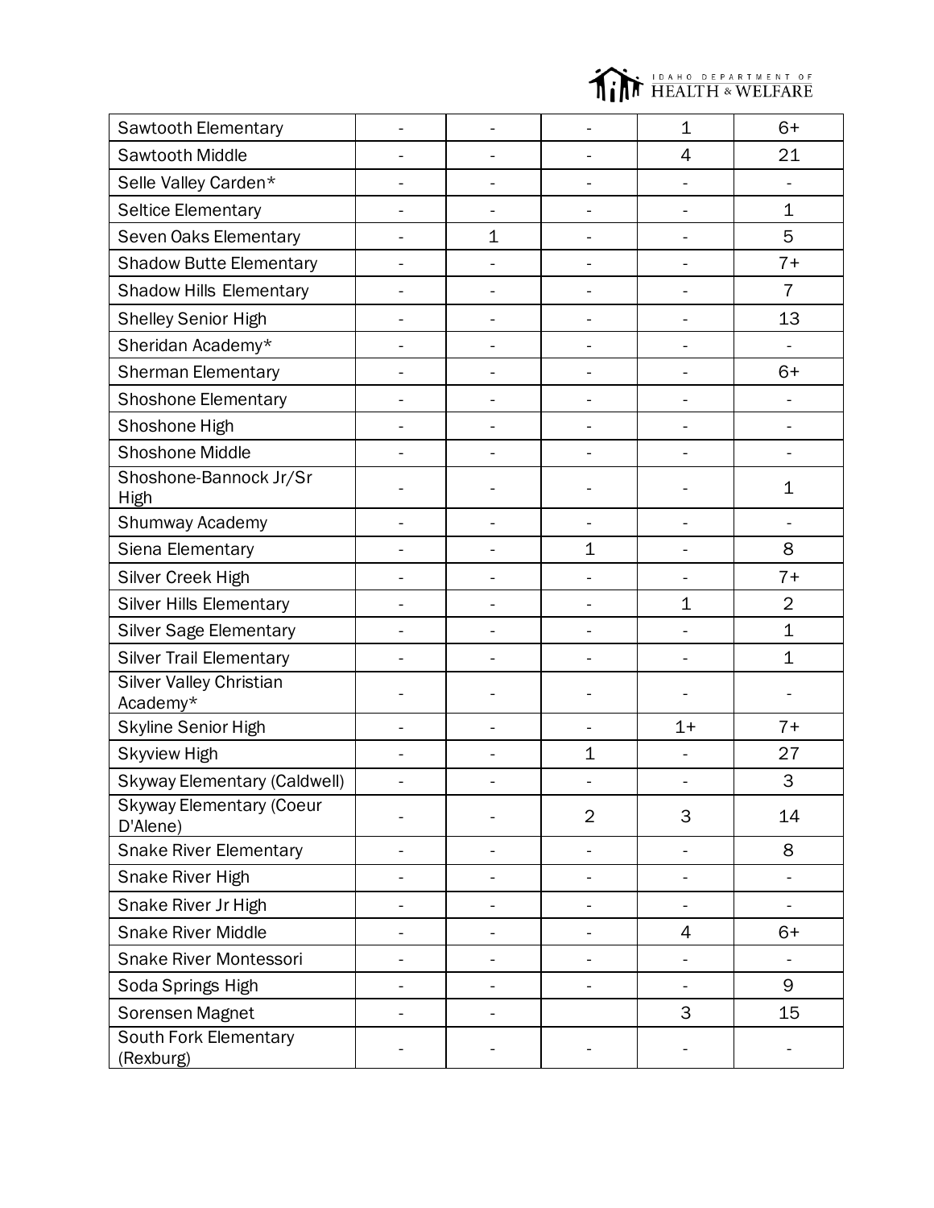| | | | | | |
|---|---|---|---|---|---|
| Sawtooth Elementary | - | - | - | 1 | 6+ |
| Sawtooth Middle | - | - | - | 4 | 21 |
| Selle Valley Carden* | - | - | - | - | - |
| Seltice Elementary | - | - | - | - | 1 |
| Seven Oaks Elementary | - | 1 | - | - | 5 |
| Shadow Butte Elementary | - | - | - | - | 7+ |
| Shadow Hills Elementary | - | - | - | - | 7 |
| Shelley Senior High | - | - | - | - | 13 |
| Sheridan Academy* | - | - | - | - | - |
| Sherman Elementary | - | - | - | - | 6+ |
| Shoshone Elementary | - | - | - | - | - |
| Shoshone High | - | - | - | - | - |
| Shoshone Middle | - | - | - | - | - |
| Shoshone-Bannock Jr/Sr High | - | - | - | - | 1 |
| Shumway Academy | - | - | - | - | - |
| Siena Elementary | - | - | 1 | - | 8 |
| Silver Creek High | - | - | - | - | 7+ |
| Silver Hills Elementary | - | - | - | 1 | 2 |
| Silver Sage Elementary | - | - | - | - | 1 |
| Silver Trail Elementary | - | - | - | - | 1 |
| Silver Valley Christian Academy* | - | - | - | - | - |
| Skyline Senior High | - | - | - | 1+ | 7+ |
| Skyview High | - | - | 1 | - | 27 |
| Skyway Elementary (Caldwell) | - | - | - | - | 3 |
| Skyway Elementary (Coeur D'Alene) | - | - | 2 | 3 | 14 |
| Snake River Elementary | - | - | - | - | 8 |
| Snake River High | - | - | - | - | - |
| Snake River Jr High | - | - | - | - | - |
| Snake River Middle | - | - | - | 4 | 6+ |
| Snake River Montessori | - | - | - | - | - |
| Soda Springs High | - | - | - | - | 9 |
| Sorensen Magnet | - | - | | 3 | 15 |
| South Fork Elementary (Rexburg) | - | - | - | - | - |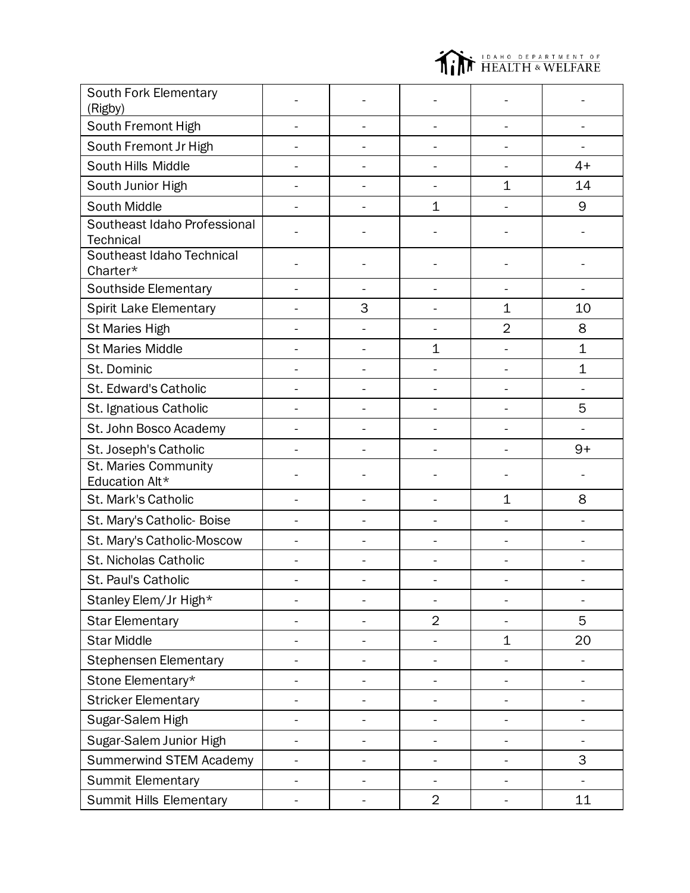| | | | | | |
|---|---|---|---|---|---|
| South Fork Elementary (Rigby) | - | - | - | - | - |
| South Fremont High | - | - | - | - | - |
| South Fremont Jr High | - | - | - | - | - |
| South Hills Middle | - | - | - | - | 4+ |
| South Junior High | - | - | - | 1 | 14 |
| South Middle | - | - | 1 | - | 9 |
| Southeast Idaho Professional Technical | - | - | - | - | - |
| Southeast Idaho Technical Charter* | - | - | - | - | - |
| Southside Elementary | - | - | - | - | - |
| Spirit Lake Elementary | - | 3 | - | 1 | 10 |
| St Maries High | - | - | - | 2 | 8 |
| St Maries Middle | - | - | 1 | - | 1 |
| St. Dominic | - | - | - | - | 1 |
| St. Edward's Catholic | - | - | - | - | - |
| St. Ignatious Catholic | - | - | - | - | 5 |
| St. John Bosco Academy | - | - | - | - | - |
| St. Joseph's Catholic | - | - | - | - | 9+ |
| St. Maries Community Education Alt* | - | - | - | - | - |
| St. Mark's Catholic | - | - | - | 1 | 8 |
| St. Mary's Catholic- Boise | - | - | - | - | - |
| St. Mary's Catholic-Moscow | - | - | - | - | - |
| St. Nicholas Catholic | - | - | - | - | - |
| St. Paul's Catholic | - | - | - | - | - |
| Stanley Elem/Jr High* | - | - | - | - | - |
| Star Elementary | - | - | 2 | - | 5 |
| Star Middle | - | - | - | 1 | 20 |
| Stephensen Elementary | - | - | - | - | - |
| Stone Elementary* | - | - | - | - | - |
| Stricker Elementary | - | - | - | - | - |
| Sugar-Salem High | - | - | - | - | - |
| Sugar-Salem Junior High | - | - | - | - | - |
| Summerwind STEM Academy | - | - | - | - | 3 |
| Summit Elementary | - | - | - | - | - |
| Summit Hills Elementary | - | - | 2 | - | 11 |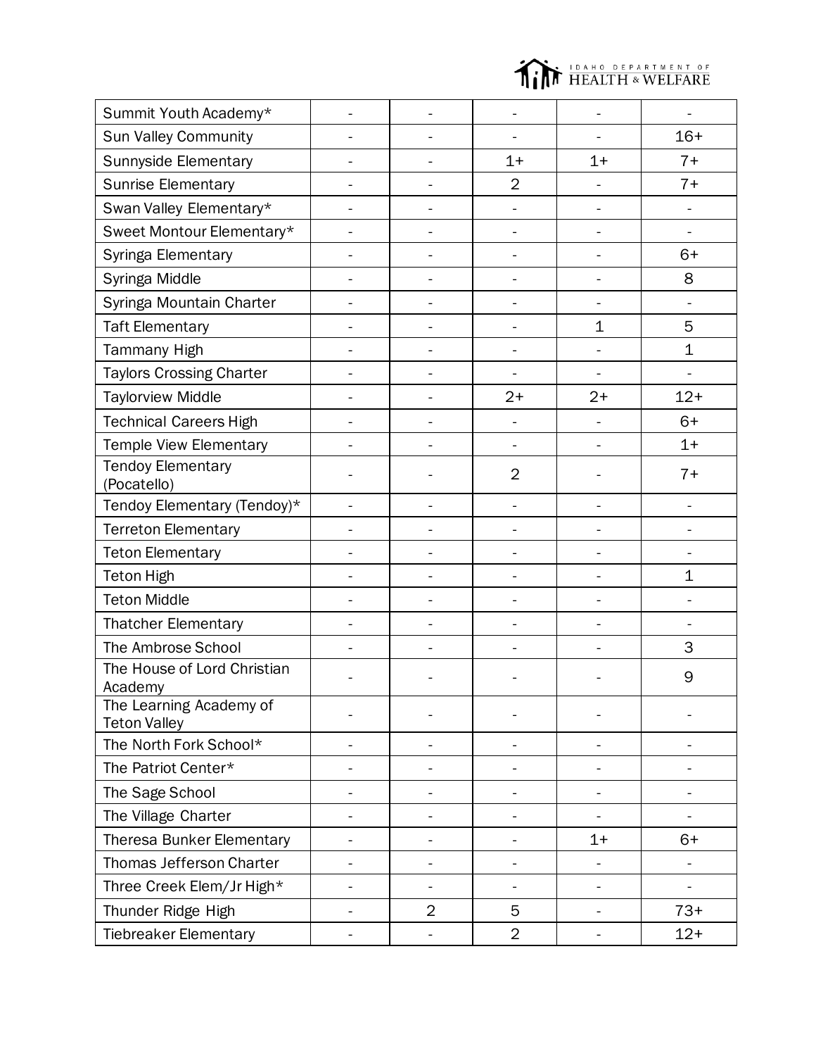| | | | | | |
|---|---|---|---|---|---|
| Summit Youth Academy* | - | - | - | - | - |
| Sun Valley Community | - | - | - | - | 16+ |
| Sunnyside Elementary | - | - | 1+ | 1+ | 7+ |
| Sunrise Elementary | - | - | 2 | - | 7+ |
| Swan Valley Elementary* | - | - | - | - | - |
| Sweet Montour Elementary* | - | - | - | - | - |
| Syringa Elementary | - | - | - | - | 6+ |
| Syringa Middle | - | - | - | - | 8 |
| Syringa Mountain Charter | - | - | - | - | - |
| Taft Elementary | - | - | - | 1 | 5 |
| Tammany High | - | - | - | - | 1 |
| Taylors Crossing Charter | - | - | - | - | - |
| Taylorview Middle | - | - | 2+ | 2+ | 12+ |
| Technical Careers High | - | - | - | - | 6+ |
| Temple View Elementary | - | - | - | - | 1+ |
| Tendoy Elementary (Pocatello) | - | - | 2 | - | 7+ |
| Tendoy Elementary (Tendoy)* | - | - | - | - | - |
| Terreton Elementary | - | - | - | - | - |
| Teton Elementary | - | - | - | - | - |
| Teton High | - | - | - | - | 1 |
| Teton Middle | - | - | - | - | - |
| Thatcher Elementary | - | - | - | - | - |
| The Ambrose School | - | - | - | - | 3 |
| The House of Lord Christian Academy | - | - | - | - | 9 |
| The Learning Academy of Teton Valley | - | - | - | - | - |
| The North Fork School* | - | - | - | - | - |
| The Patriot Center* | - | - | - | - | - |
| The Sage School | - | - | - | - | - |
| The Village Charter | - | - | - | - | - |
| Theresa Bunker Elementary | - | - | - | 1+ | 6+ |
| Thomas Jefferson Charter | - | - | - | - | - |
| Three Creek Elem/Jr High* | - | - | - | - | - |
| Thunder Ridge High | - | 2 | 5 | - | 73+ |
| Tiebreaker Elementary | - | - | 2 | - | 12+ |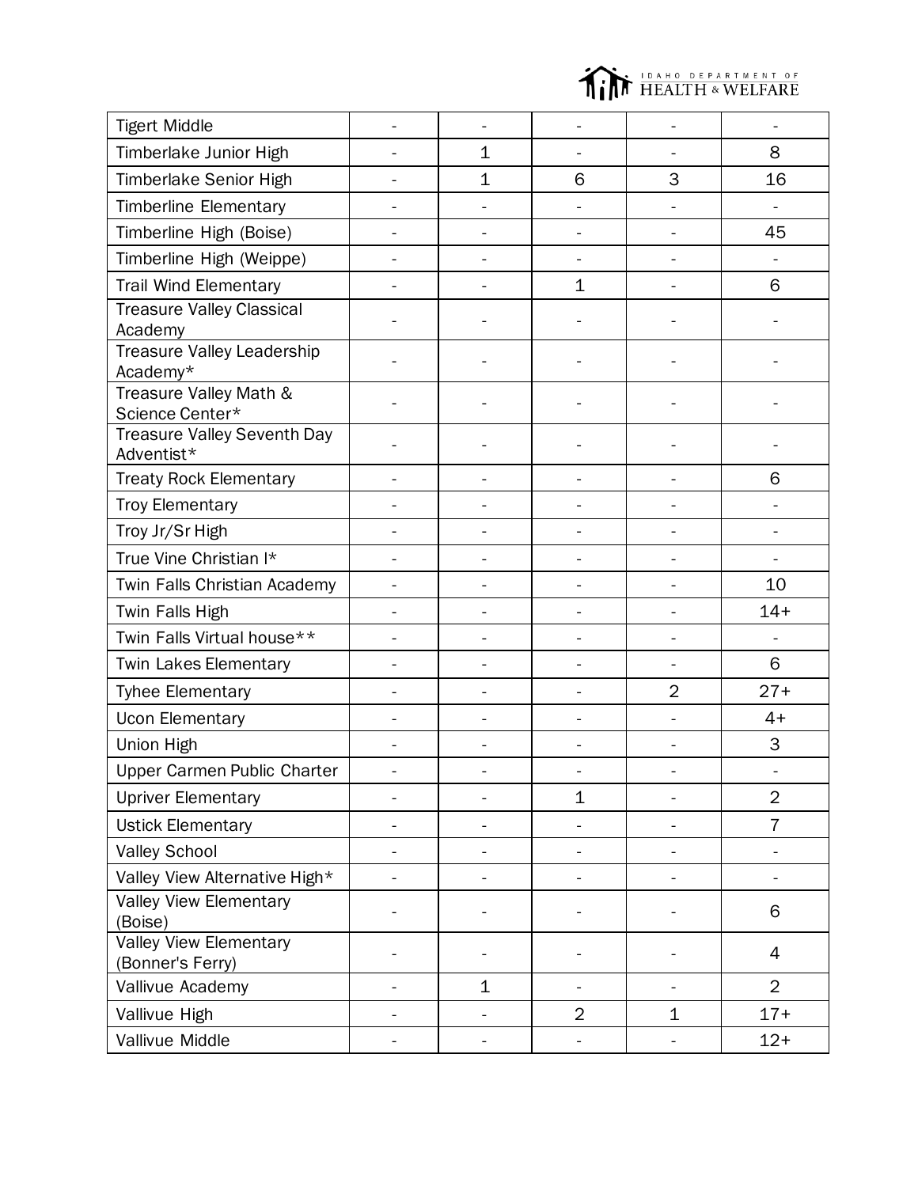| | | | | | |
|---|---|---|---|---|---|
| Tigert Middle | - | - | - | - | - |
| Timberlake Junior High | - | 1 | - | - | 8 |
| Timberlake Senior High | - | 1 | 6 | 3 | 16 |
| Timberline Elementary | - | - | - | - | - |
| Timberline High (Boise) | - | - | - | - | 45 |
| Timberline High (Weippe) | - | - | - | - | - |
| Trail Wind Elementary | - | - | 1 | - | 6 |
| Treasure Valley Classical Academy | - | - | - | - | - |
| Treasure Valley Leadership Academy* | - | - | - | - | - |
| Treasure Valley Math & Science Center* | - | - | - | - | - |
| Treasure Valley Seventh Day Adventist* | - | - | - | - | - |
| Treaty Rock Elementary | - | - | - | - | 6 |
| Troy Elementary | - | - | - | - | - |
| Troy Jr/Sr High | - | - | - | - | - |
| True Vine Christian I* | - | - | - | - | - |
| Twin Falls Christian Academy | - | - | - | - | 10 |
| Twin Falls High | - | - | - | - | 14+ |
| Twin Falls Virtual house** | - | - | - | - | - |
| Twin Lakes Elementary | - | - | - | - | 6 |
| Tyhee Elementary | - | - | - | 2 | 27+ |
| Ucon Elementary | - | - | - | - | 4+ |
| Union High | - | - | - | - | 3 |
| Upper Carmen Public Charter | - | - | - | - | - |
| Upriver Elementary | - | - | 1 | - | 2 |
| Ustick Elementary | - | - | - | - | 7 |
| Valley School | - | - | - | - | - |
| Valley View Alternative High* | - | - | - | - | - |
| Valley View Elementary (Boise) | - | - | - | - | 6 |
| Valley View Elementary (Bonner's Ferry) | - | - | - | - | 4 |
| Vallivue Academy | - | 1 | - | - | 2 |
| Vallivue High | - | - | 2 | 1 | 17+ |
| Vallivue Middle | - | - | - | - | 12+ |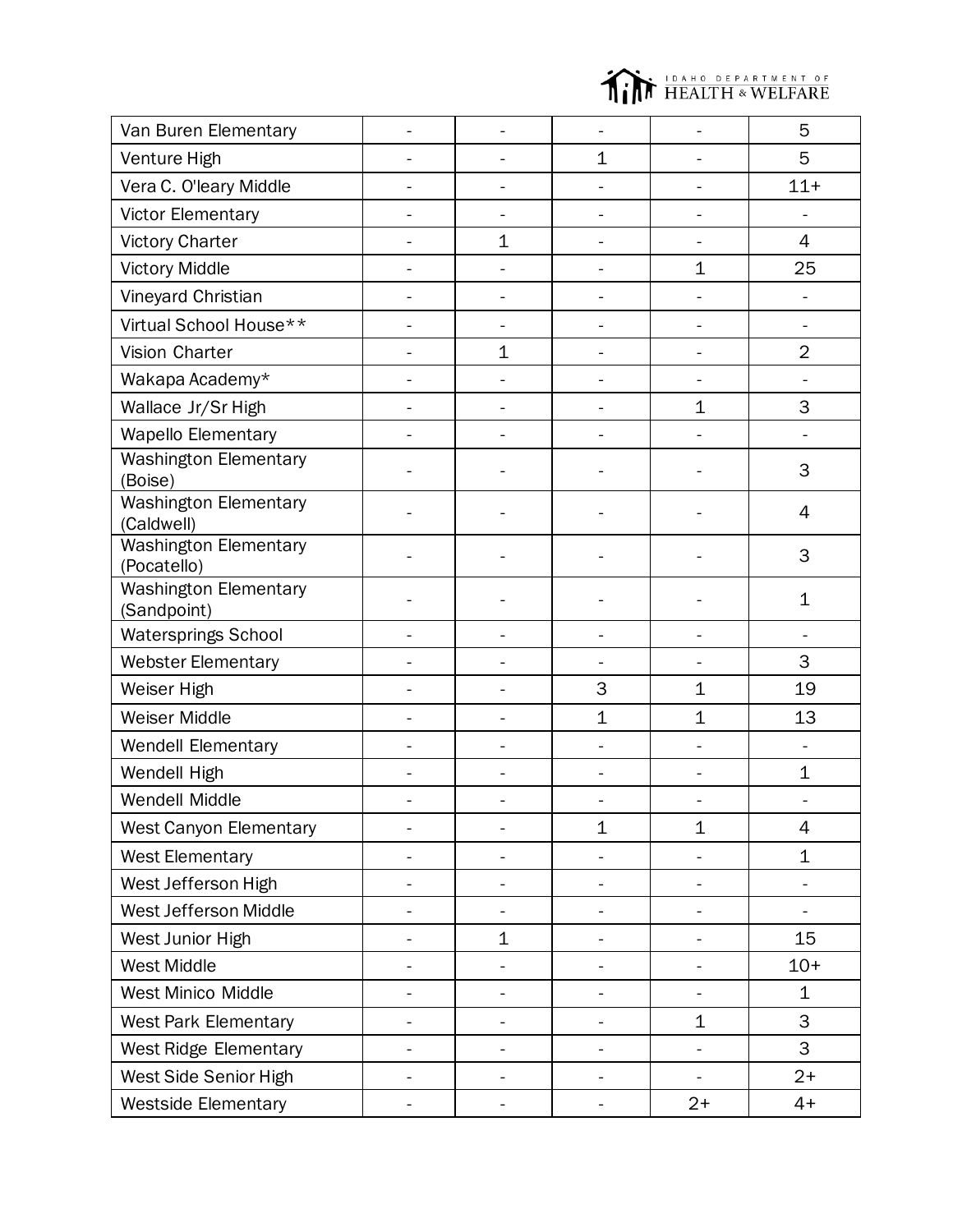| | | | | | |
|---|---|---|---|---|---|
| Van Buren Elementary | - | - | - | - | 5 |
| Venture High | - | - | 1 | - | 5 |
| Vera C. O'leary Middle | - | - | - | - | 11+ |
| Victor Elementary | - | - | - | - | - |
| Victory Charter | - | 1 | - | - | 4 |
| Victory Middle | - | - | - | 1 | 25 |
| Vineyard Christian | - | - | - | - | - |
| Virtual School House** | - | - | - | - | - |
| Vision Charter | - | 1 | - | - | 2 |
| Wakapa Academy* | - | - | - | - | - |
| Wallace Jr/Sr High | - | - | - | 1 | 3 |
| Wapello Elementary | - | - | - | - | - |
| Washington Elementary (Boise) | - | - | - | - | 3 |
| Washington Elementary (Caldwell) | - | - | - | - | 4 |
| Washington Elementary (Pocatello) | - | - | - | - | 3 |
| Washington Elementary (Sandpoint) | - | - | - | - | 1 |
| Watersprings School | - | - | - | - | - |
| Webster Elementary | - | - | - | - | 3 |
| Weiser High | - | - | 3 | 1 | 19 |
| Weiser Middle | - | - | 1 | 1 | 13 |
| Wendell Elementary | - | - | - | - | - |
| Wendell High | - | - | - | - | 1 |
| Wendell Middle | - | - | - | - | - |
| West Canyon Elementary | - | - | 1 | 1 | 4 |
| West Elementary | - | - | - | - | 1 |
| West Jefferson High | - | - | - | - | - |
| West Jefferson Middle | - | - | - | - | - |
| West Junior High | - | 1 | - | - | 15 |
| West Middle | - | - | - | - | 10+ |
| West Minico Middle | - | - | - | - | 1 |
| West Park Elementary | - | - | - | 1 | 3 |
| West Ridge Elementary | - | - | - | - | 3 |
| West Side Senior High | - | - | - | - | 2+ |
| Westside Elementary | - | - | - | 2+ | 4+ |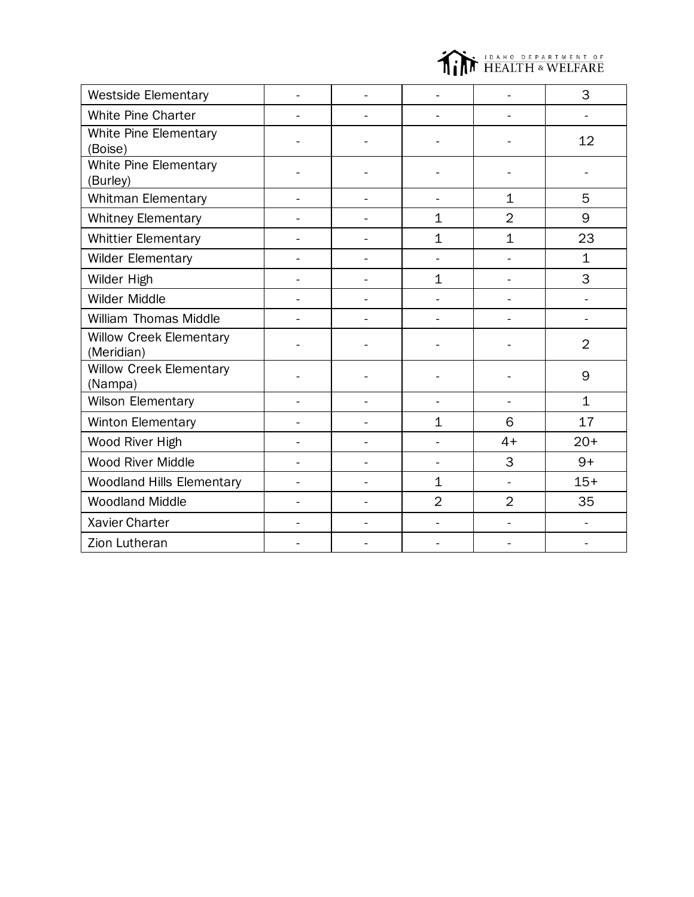| | | | | | |
|---|---|---|---|---|---|
| Westside Elementary | - | - | - | - | 3 |
| White Pine Charter | - | - | - | - | - |
| White Pine Elementary (Boise) | - | - | - | - | 12 |
| White Pine Elementary (Burley) | - | - | - | - | - |
| Whitman Elementary | - | - | - | 1 | 5 |
| Whitney Elementary | - | - | 1 | 2 | 9 |
| Whittier Elementary | - | - | 1 | 1 | 23 |
| Wilder Elementary | - | - | - | - | 1 |
| Wilder High | - | - | 1 | - | 3 |
| Wilder Middle | - | - | - | - | - |
| William Thomas Middle | - | - | - | - | - |
| Willow Creek Elementary (Meridian) | - | - | - | - | 2 |
| Willow Creek Elementary (Nampa) | - | - | - | - | 9 |
| Wilson Elementary | - | - | - | - | 1 |
| Winton Elementary | - | - | 1 | 6 | 17 |
| Wood River High | - | - | - | 4+ | 20+ |
| Wood River Middle | - | - | - | 3 | 9+ |
| Woodland Hills Elementary | - | - | 1 | - | 15+ |
| Woodland Middle | - | - | 2 | 2 | 35 |
| Xavier Charter | - | - | - | - | - |
| Zion Lutheran | - | - | - | - | - |